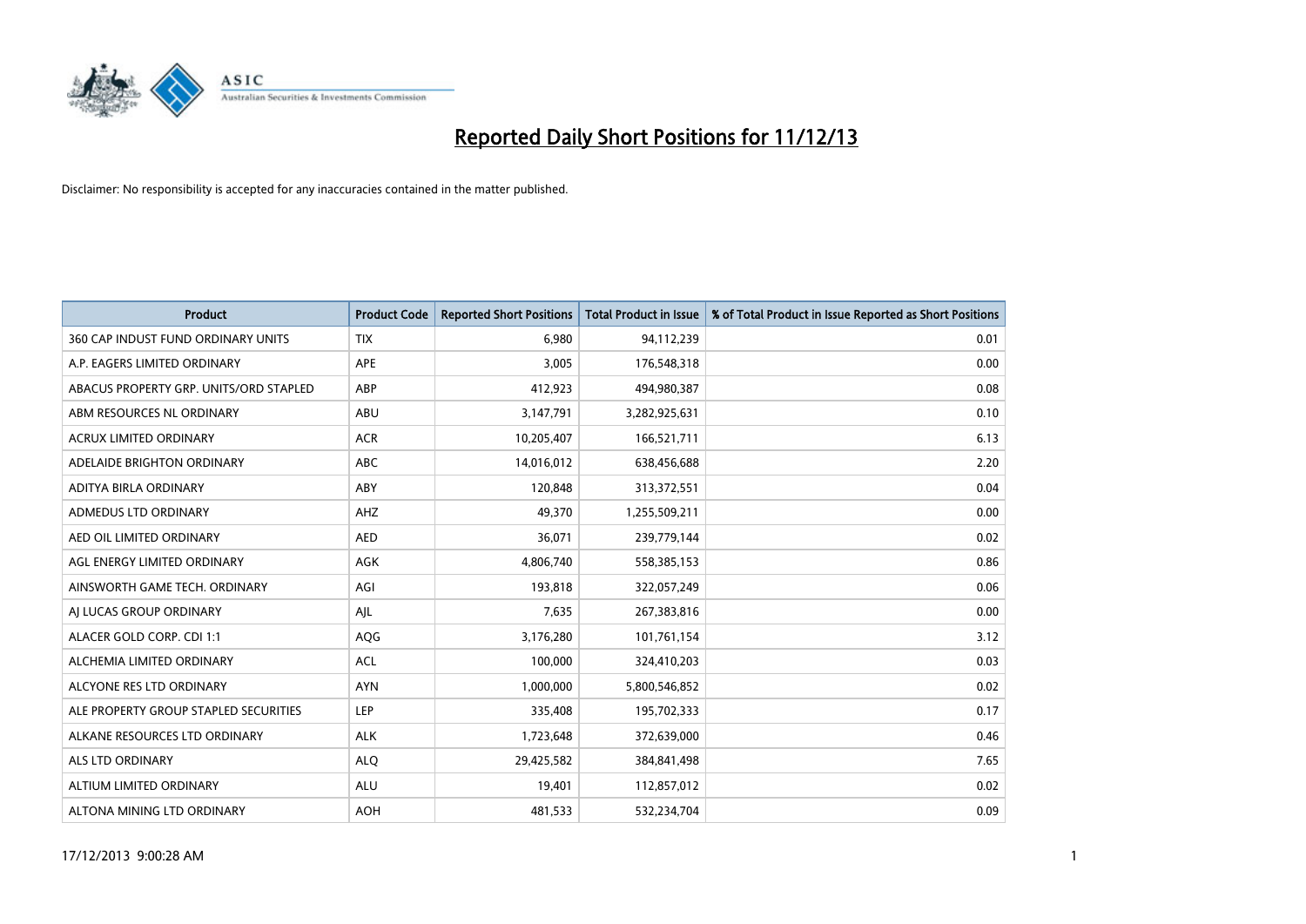# Reported Daily Short Positions for 11/12/13

Disclaimer: No responsibility is accepted for any inaccuracies contained in the matter published.

| Product | Product Code | Reported Short Positions | Total Product in Issue | % of Total Product in Issue Reported as Short Positions |
|---|---|---|---|---|
| 360 CAP INDUST FUND ORDINARY UNITS | TIX | 6,980 | 94,112,239 | 0.01 |
| A.P. EAGERS LIMITED ORDINARY | APE | 3,005 | 176,548,318 | 0.00 |
| ABACUS PROPERTY GRP. UNITS/ORD STAPLED | ABP | 412,923 | 494,980,387 | 0.08 |
| ABM RESOURCES NL ORDINARY | ABU | 3,147,791 | 3,282,925,631 | 0.10 |
| ACRUX LIMITED ORDINARY | ACR | 10,205,407 | 166,521,711 | 6.13 |
| ADELAIDE BRIGHTON ORDINARY | ABC | 14,016,012 | 638,456,688 | 2.20 |
| ADITYA BIRLA ORDINARY | ABY | 120,848 | 313,372,551 | 0.04 |
| ADMEDUS LTD ORDINARY | AHZ | 49,370 | 1,255,509,211 | 0.00 |
| AED OIL LIMITED ORDINARY | AED | 36,071 | 239,779,144 | 0.02 |
| AGL ENERGY LIMITED ORDINARY | AGK | 4,806,740 | 558,385,153 | 0.86 |
| AINSWORTH GAME TECH. ORDINARY | AGI | 193,818 | 322,057,249 | 0.06 |
| AJ LUCAS GROUP ORDINARY | AJL | 7,635 | 267,383,816 | 0.00 |
| ALACER GOLD CORP. CDI 1:1 | AQG | 3,176,280 | 101,761,154 | 3.12 |
| ALCHEMIA LIMITED ORDINARY | ACL | 100,000 | 324,410,203 | 0.03 |
| ALCYONE RES LTD ORDINARY | AYN | 1,000,000 | 5,800,546,852 | 0.02 |
| ALE PROPERTY GROUP STAPLED SECURITIES | LEP | 335,408 | 195,702,333 | 0.17 |
| ALKANE RESOURCES LTD ORDINARY | ALK | 1,723,648 | 372,639,000 | 0.46 |
| ALS LTD ORDINARY | ALQ | 29,425,582 | 384,841,498 | 7.65 |
| ALTIUM LIMITED ORDINARY | ALU | 19,401 | 112,857,012 | 0.02 |
| ALTONA MINING LTD ORDINARY | AOH | 481,533 | 532,234,704 | 0.09 |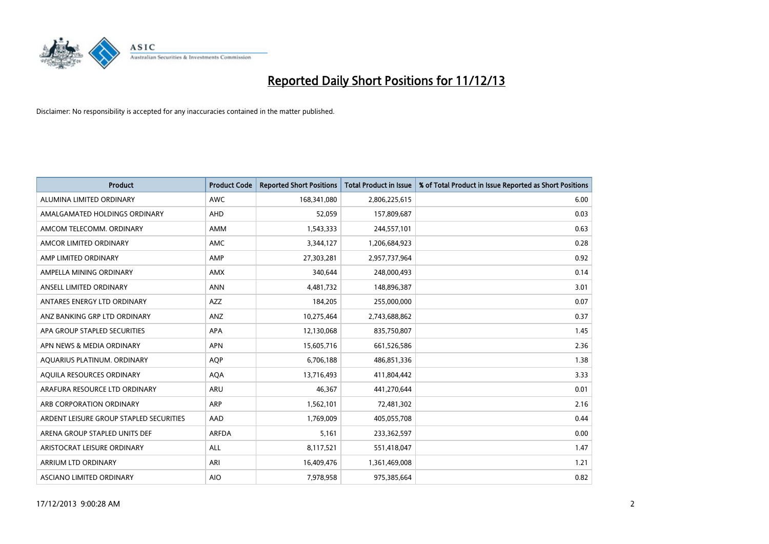# Reported Daily Short Positions for 11/12/13

Disclaimer: No responsibility is accepted for any inaccuracies contained in the matter published.

| Product | Product Code | Reported Short Positions | Total Product in Issue | % of Total Product in Issue Reported as Short Positions |
|---|---|---|---|---|
| ALUMINA LIMITED ORDINARY | AWC | 168,341,080 | 2,806,225,615 | 6.00 |
| AMALGAMATED HOLDINGS ORDINARY | AHD | 52,059 | 157,809,687 | 0.03 |
| AMCOM TELECOMM. ORDINARY | AMM | 1,543,333 | 244,557,101 | 0.63 |
| AMCOR LIMITED ORDINARY | AMC | 3,344,127 | 1,206,684,923 | 0.28 |
| AMP LIMITED ORDINARY | AMP | 27,303,281 | 2,957,737,964 | 0.92 |
| AMPELLA MINING ORDINARY | AMX | 340,644 | 248,000,493 | 0.14 |
| ANSELL LIMITED ORDINARY | ANN | 4,481,732 | 148,896,387 | 3.01 |
| ANTARES ENERGY LTD ORDINARY | AZZ | 184,205 | 255,000,000 | 0.07 |
| ANZ BANKING GRP LTD ORDINARY | ANZ | 10,275,464 | 2,743,688,862 | 0.37 |
| APA GROUP STAPLED SECURITIES | APA | 12,130,068 | 835,750,807 | 1.45 |
| APN NEWS & MEDIA ORDINARY | APN | 15,605,716 | 661,526,586 | 2.36 |
| AQUARIUS PLATINUM. ORDINARY | AQP | 6,706,188 | 486,851,336 | 1.38 |
| AQUILA RESOURCES ORDINARY | AQA | 13,716,493 | 411,804,442 | 3.33 |
| ARAFURA RESOURCE LTD ORDINARY | ARU | 46,367 | 441,270,644 | 0.01 |
| ARB CORPORATION ORDINARY | ARP | 1,562,101 | 72,481,302 | 2.16 |
| ARDENT LEISURE GROUP STAPLED SECURITIES | AAD | 1,769,009 | 405,055,708 | 0.44 |
| ARENA GROUP STAPLED UNITS DEF | ARFDA | 5,161 | 233,362,597 | 0.00 |
| ARISTOCRAT LEISURE ORDINARY | ALL | 8,117,521 | 551,418,047 | 1.47 |
| ARRIUM LTD ORDINARY | ARI | 16,409,476 | 1,361,469,008 | 1.21 |
| ASCIANO LIMITED ORDINARY | AIO | 7,978,958 | 975,385,664 | 0.82 |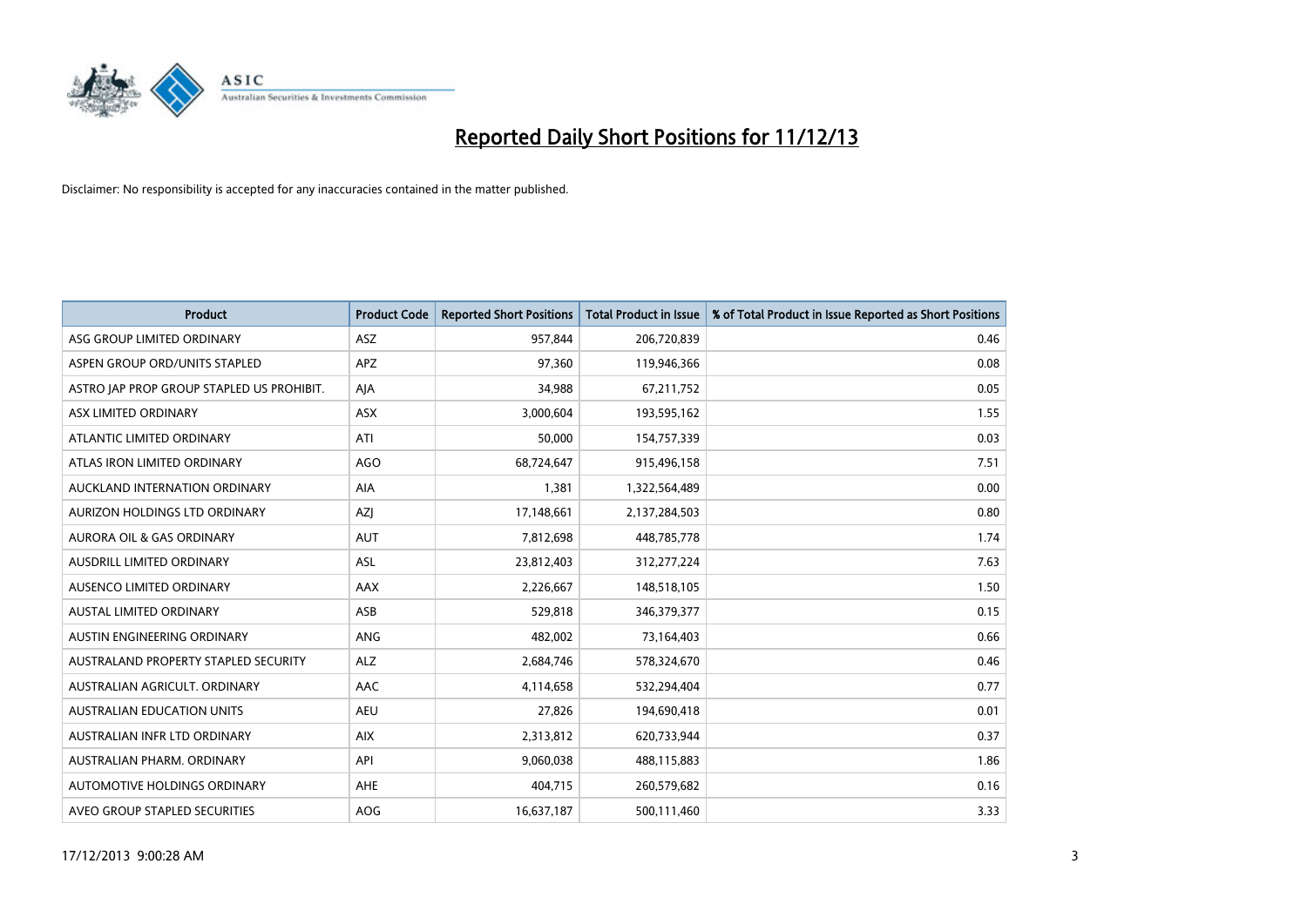# Reported Daily Short Positions for 11/12/13

Disclaimer: No responsibility is accepted for any inaccuracies contained in the matter published.

| Product | Product Code | Reported Short Positions | Total Product in Issue | % of Total Product in Issue Reported as Short Positions |
|---|---|---|---|---|
| ASG GROUP LIMITED ORDINARY | ASZ | 957,844 | 206,720,839 | 0.46 |
| ASPEN GROUP ORD/UNITS STAPLED | APZ | 97,360 | 119,946,366 | 0.08 |
| ASTRO JAP PROP GROUP STAPLED US PROHIBIT. | AJA | 34,988 | 67,211,752 | 0.05 |
| ASX LIMITED ORDINARY | ASX | 3,000,604 | 193,595,162 | 1.55 |
| ATLANTIC LIMITED ORDINARY | ATI | 50,000 | 154,757,339 | 0.03 |
| ATLAS IRON LIMITED ORDINARY | AGO | 68,724,647 | 915,496,158 | 7.51 |
| AUCKLAND INTERNATION ORDINARY | AIA | 1,381 | 1,322,564,489 | 0.00 |
| AURIZON HOLDINGS LTD ORDINARY | AZJ | 17,148,661 | 2,137,284,503 | 0.80 |
| AURORA OIL & GAS ORDINARY | AUT | 7,812,698 | 448,785,778 | 1.74 |
| AUSDRILL LIMITED ORDINARY | ASL | 23,812,403 | 312,277,224 | 7.63 |
| AUSENCO LIMITED ORDINARY | AAX | 2,226,667 | 148,518,105 | 1.50 |
| AUSTAL LIMITED ORDINARY | ASB | 529,818 | 346,379,377 | 0.15 |
| AUSTIN ENGINEERING ORDINARY | ANG | 482,002 | 73,164,403 | 0.66 |
| AUSTRALAND PROPERTY STAPLED SECURITY | ALZ | 2,684,746 | 578,324,670 | 0.46 |
| AUSTRALIAN AGRICULT. ORDINARY | AAC | 4,114,658 | 532,294,404 | 0.77 |
| AUSTRALIAN EDUCATION UNITS | AEU | 27,826 | 194,690,418 | 0.01 |
| AUSTRALIAN INFR LTD ORDINARY | AIX | 2,313,812 | 620,733,944 | 0.37 |
| AUSTRALIAN PHARM. ORDINARY | API | 9,060,038 | 488,115,883 | 1.86 |
| AUTOMOTIVE HOLDINGS ORDINARY | AHE | 404,715 | 260,579,682 | 0.16 |
| AVEO GROUP STAPLED SECURITIES | AOG | 16,637,187 | 500,111,460 | 3.33 |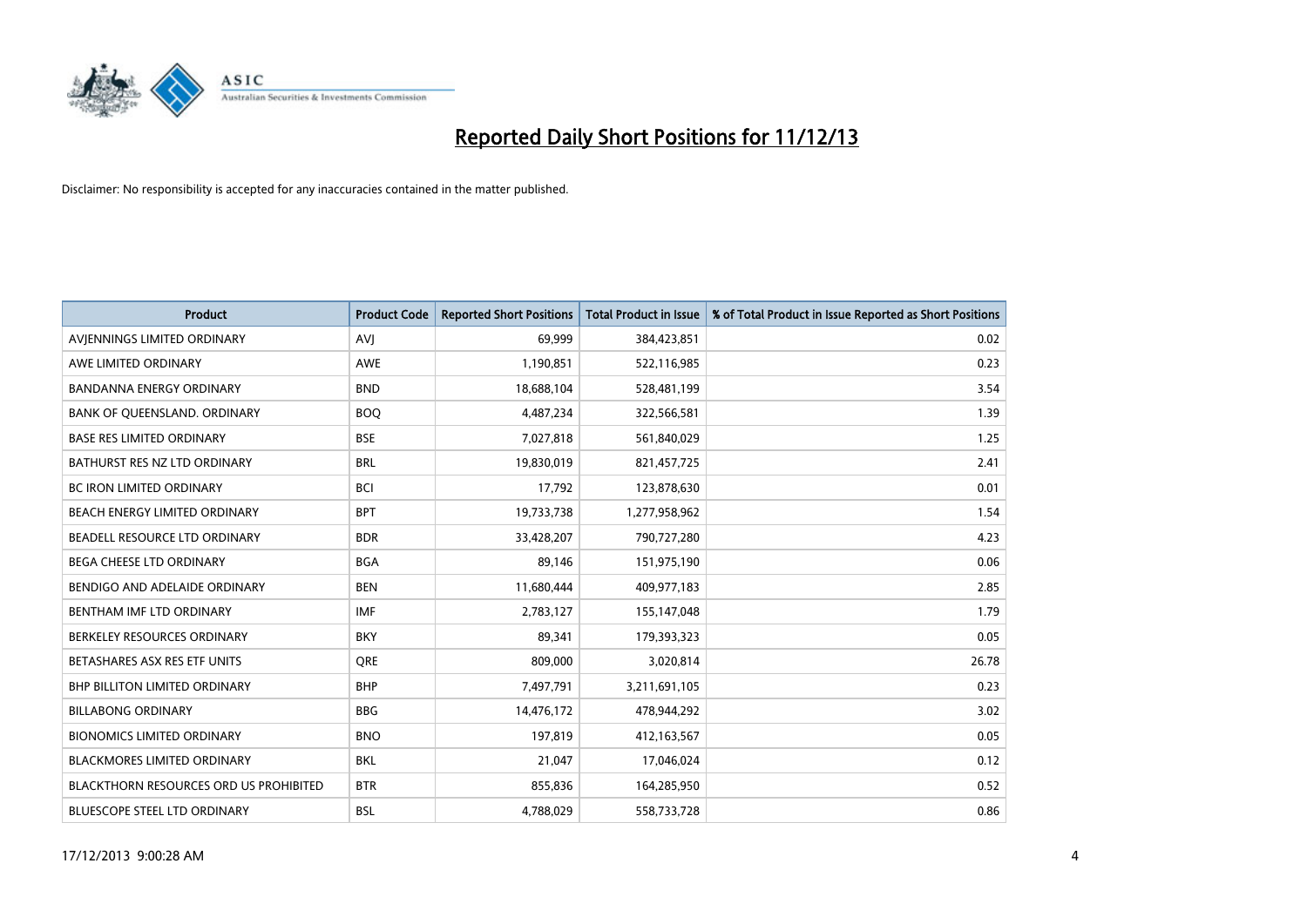# Reported Daily Short Positions for 11/12/13

Disclaimer: No responsibility is accepted for any inaccuracies contained in the matter published.

| Product | Product Code | Reported Short Positions | Total Product in Issue | % of Total Product in Issue Reported as Short Positions |
|---|---|---|---|---|
| AVJENNINGS LIMITED ORDINARY | AVJ | 69,999 | 384,423,851 | 0.02 |
| AWE LIMITED ORDINARY | AWE | 1,190,851 | 522,116,985 | 0.23 |
| BANDANNA ENERGY ORDINARY | BND | 18,688,104 | 528,481,199 | 3.54 |
| BANK OF QUEENSLAND. ORDINARY | BOQ | 4,487,234 | 322,566,581 | 1.39 |
| BASE RES LIMITED ORDINARY | BSE | 7,027,818 | 561,840,029 | 1.25 |
| BATHURST RES NZ LTD ORDINARY | BRL | 19,830,019 | 821,457,725 | 2.41 |
| BC IRON LIMITED ORDINARY | BCI | 17,792 | 123,878,630 | 0.01 |
| BEACH ENERGY LIMITED ORDINARY | BPT | 19,733,738 | 1,277,958,962 | 1.54 |
| BEADELL RESOURCE LTD ORDINARY | BDR | 33,428,207 | 790,727,280 | 4.23 |
| BEGA CHEESE LTD ORDINARY | BGA | 89,146 | 151,975,190 | 0.06 |
| BENDIGO AND ADELAIDE ORDINARY | BEN | 11,680,444 | 409,977,183 | 2.85 |
| BENTHAM IMF LTD ORDINARY | IMF | 2,783,127 | 155,147,048 | 1.79 |
| BERKELEY RESOURCES ORDINARY | BKY | 89,341 | 179,393,323 | 0.05 |
| BETASHARES ASX RES ETF UNITS | QRE | 809,000 | 3,020,814 | 26.78 |
| BHP BILLITON LIMITED ORDINARY | BHP | 7,497,791 | 3,211,691,105 | 0.23 |
| BILLABONG ORDINARY | BBG | 14,476,172 | 478,944,292 | 3.02 |
| BIONOMICS LIMITED ORDINARY | BNO | 197,819 | 412,163,567 | 0.05 |
| BLACKMORES LIMITED ORDINARY | BKL | 21,047 | 17,046,024 | 0.12 |
| BLACKTHORN RESOURCES ORD US PROHIBITED | BTR | 855,836 | 164,285,950 | 0.52 |
| BLUESCOPE STEEL LTD ORDINARY | BSL | 4,788,029 | 558,733,728 | 0.86 |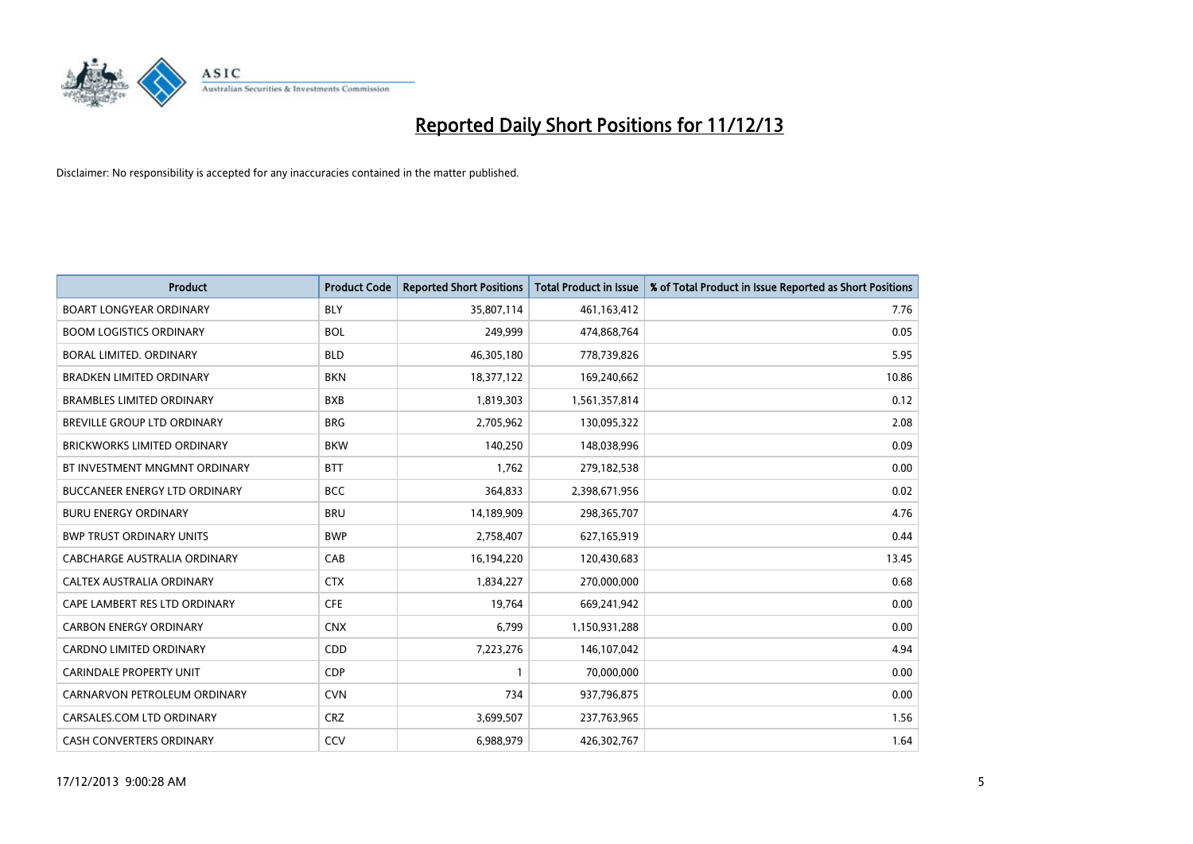# Reported Daily Short Positions for 11/12/13

Disclaimer: No responsibility is accepted for any inaccuracies contained in the matter published.

| Product | Product Code | Reported Short Positions | Total Product in Issue | % of Total Product in Issue Reported as Short Positions |
| --- | --- | --- | --- | --- |
| BOART LONGYEAR ORDINARY | BLY | 35,807,114 | 461,163,412 | 7.76 |
| BOOM LOGISTICS ORDINARY | BOL | 249,999 | 474,868,764 | 0.05 |
| BORAL LIMITED. ORDINARY | BLD | 46,305,180 | 778,739,826 | 5.95 |
| BRADKEN LIMITED ORDINARY | BKN | 18,377,122 | 169,240,662 | 10.86 |
| BRAMBLES LIMITED ORDINARY | BXB | 1,819,303 | 1,561,357,814 | 0.12 |
| BREVILLE GROUP LTD ORDINARY | BRG | 2,705,962 | 130,095,322 | 2.08 |
| BRICKWORKS LIMITED ORDINARY | BKW | 140,250 | 148,038,996 | 0.09 |
| BT INVESTMENT MNGMNT ORDINARY | BTT | 1,762 | 279,182,538 | 0.00 |
| BUCCANEER ENERGY LTD ORDINARY | BCC | 364,833 | 2,398,671,956 | 0.02 |
| BURU ENERGY ORDINARY | BRU | 14,189,909 | 298,365,707 | 4.76 |
| BWP TRUST ORDINARY UNITS | BWP | 2,758,407 | 627,165,919 | 0.44 |
| CABCHARGE AUSTRALIA ORDINARY | CAB | 16,194,220 | 120,430,683 | 13.45 |
| CALTEX AUSTRALIA ORDINARY | CTX | 1,834,227 | 270,000,000 | 0.68 |
| CAPE LAMBERT RES LTD ORDINARY | CFE | 19,764 | 669,241,942 | 0.00 |
| CARBON ENERGY ORDINARY | CNX | 6,799 | 1,150,931,288 | 0.00 |
| CARDNO LIMITED ORDINARY | CDD | 7,223,276 | 146,107,042 | 4.94 |
| CARINDALE PROPERTY UNIT | CDP | 1 | 70,000,000 | 0.00 |
| CARNARVON PETROLEUM ORDINARY | CVN | 734 | 937,796,875 | 0.00 |
| CARSALES.COM LTD ORDINARY | CRZ | 3,699,507 | 237,763,965 | 1.56 |
| CASH CONVERTERS ORDINARY | CCV | 6,988,979 | 426,302,767 | 1.64 |

17/12/2013 9:00:28 AM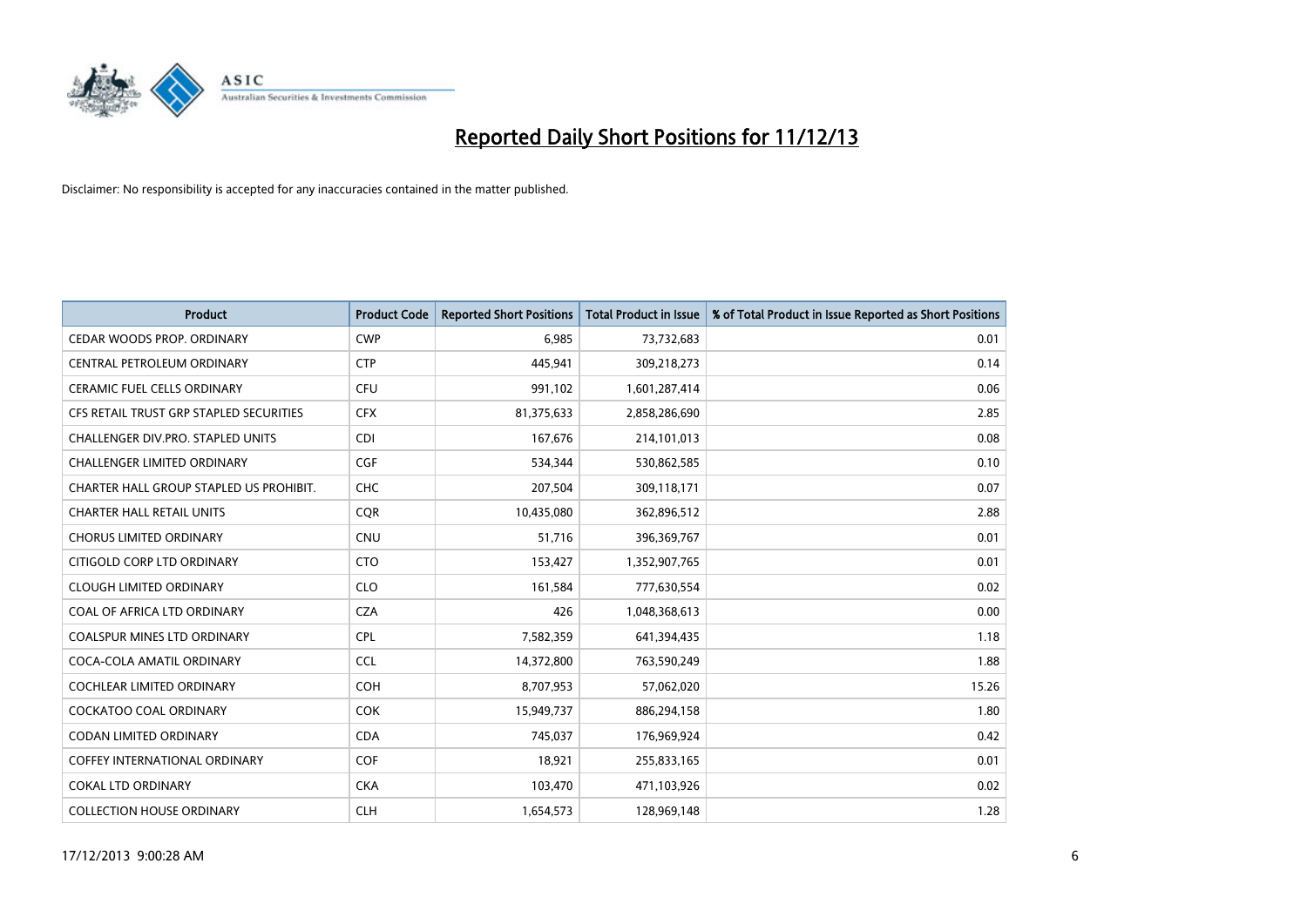# Reported Daily Short Positions for 11/12/13

Disclaimer: No responsibility is accepted for any inaccuracies contained in the matter published.

| Product | Product Code | Reported Short Positions | Total Product in Issue | % of Total Product in Issue Reported as Short Positions |
|---|---|---|---|---|
| CEDAR WOODS PROP. ORDINARY | CWP | 6,985 | 73,732,683 | 0.01 |
| CENTRAL PETROLEUM ORDINARY | CTP | 445,941 | 309,218,273 | 0.14 |
| CERAMIC FUEL CELLS ORDINARY | CFU | 991,102 | 1,601,287,414 | 0.06 |
| CFS RETAIL TRUST GRP STAPLED SECURITIES | CFX | 81,375,633 | 2,858,286,690 | 2.85 |
| CHALLENGER DIV.PRO. STAPLED UNITS | CDI | 167,676 | 214,101,013 | 0.08 |
| CHALLENGER LIMITED ORDINARY | CGF | 534,344 | 530,862,585 | 0.10 |
| CHARTER HALL GROUP STAPLED US PROHIBIT. | CHC | 207,504 | 309,118,171 | 0.07 |
| CHARTER HALL RETAIL UNITS | CQR | 10,435,080 | 362,896,512 | 2.88 |
| CHORUS LIMITED ORDINARY | CNU | 51,716 | 396,369,767 | 0.01 |
| CITIGOLD CORP LTD ORDINARY | CTO | 153,427 | 1,352,907,765 | 0.01 |
| CLOUGH LIMITED ORDINARY | CLO | 161,584 | 777,630,554 | 0.02 |
| COAL OF AFRICA LTD ORDINARY | CZA | 426 | 1,048,368,613 | 0.00 |
| COALSPUR MINES LTD ORDINARY | CPL | 7,582,359 | 641,394,435 | 1.18 |
| COCA-COLA AMATIL ORDINARY | CCL | 14,372,800 | 763,590,249 | 1.88 |
| COCHLEAR LIMITED ORDINARY | COH | 8,707,953 | 57,062,020 | 15.26 |
| COCKATOO COAL ORDINARY | COK | 15,949,737 | 886,294,158 | 1.80 |
| CODAN LIMITED ORDINARY | CDA | 745,037 | 176,969,924 | 0.42 |
| COFFEY INTERNATIONAL ORDINARY | COF | 18,921 | 255,833,165 | 0.01 |
| COKAL LTD ORDINARY | CKA | 103,470 | 471,103,926 | 0.02 |
| COLLECTION HOUSE ORDINARY | CLH | 1,654,573 | 128,969,148 | 1.28 |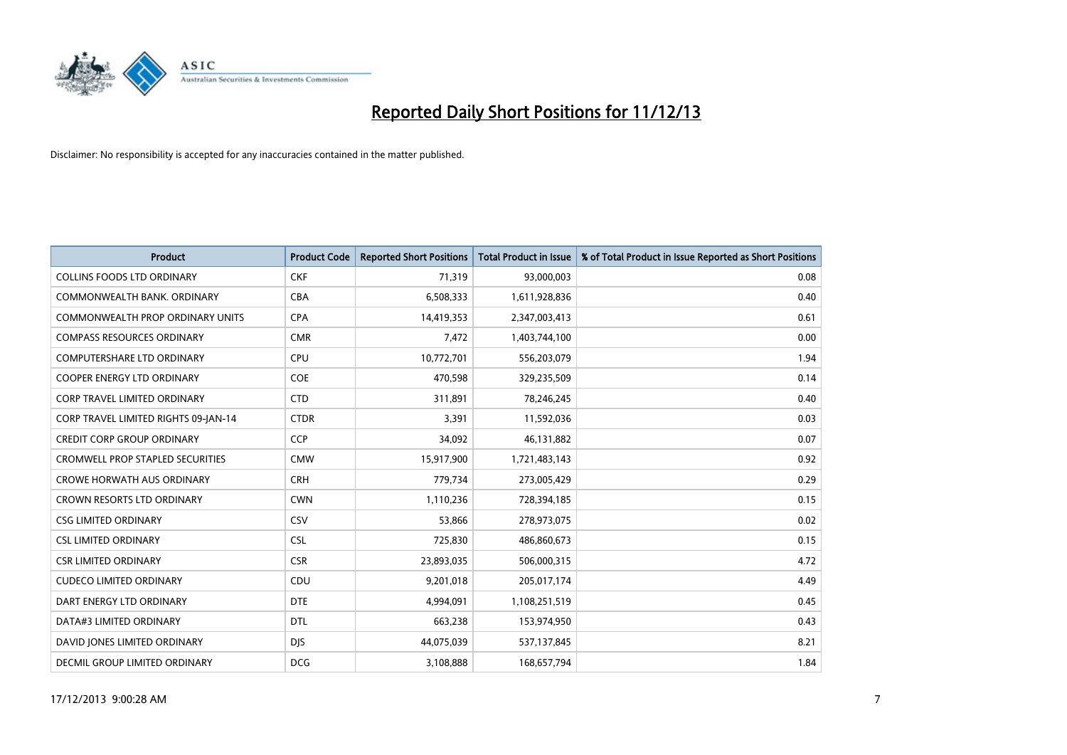# Reported Daily Short Positions for 11/12/13

Disclaimer: No responsibility is accepted for any inaccuracies contained in the matter published.

| Product | Product Code | Reported Short Positions | Total Product in Issue | % of Total Product in Issue Reported as Short Positions |
|---|---|---|---|---|
| COLLINS FOODS LTD ORDINARY | CKF | 71,319 | 93,000,003 | 0.08 |
| COMMONWEALTH BANK. ORDINARY | CBA | 6,508,333 | 1,611,928,836 | 0.40 |
| COMMONWEALTH PROP ORDINARY UNITS | CPA | 14,419,353 | 2,347,003,413 | 0.61 |
| COMPASS RESOURCES ORDINARY | CMR | 7,472 | 1,403,744,100 | 0.00 |
| COMPUTERSHARE LTD ORDINARY | CPU | 10,772,701 | 556,203,079 | 1.94 |
| COOPER ENERGY LTD ORDINARY | COE | 470,598 | 329,235,509 | 0.14 |
| CORP TRAVEL LIMITED ORDINARY | CTD | 311,891 | 78,246,245 | 0.40 |
| CORP TRAVEL LIMITED RIGHTS 09-JAN-14 | CTDR | 3,391 | 11,592,036 | 0.03 |
| CREDIT CORP GROUP ORDINARY | CCP | 34,092 | 46,131,882 | 0.07 |
| CROMWELL PROP STAPLED SECURITIES | CMW | 15,917,900 | 1,721,483,143 | 0.92 |
| CROWE HORWATH AUS ORDINARY | CRH | 779,734 | 273,005,429 | 0.29 |
| CROWN RESORTS LTD ORDINARY | CWN | 1,110,236 | 728,394,185 | 0.15 |
| CSG LIMITED ORDINARY | CSV | 53,866 | 278,973,075 | 0.02 |
| CSL LIMITED ORDINARY | CSL | 725,830 | 486,860,673 | 0.15 |
| CSR LIMITED ORDINARY | CSR | 23,893,035 | 506,000,315 | 4.72 |
| CUDECO LIMITED ORDINARY | CDU | 9,201,018 | 205,017,174 | 4.49 |
| DART ENERGY LTD ORDINARY | DTE | 4,994,091 | 1,108,251,519 | 0.45 |
| DATA#3 LIMITED ORDINARY | DTL | 663,238 | 153,974,950 | 0.43 |
| DAVID JONES LIMITED ORDINARY | DJS | 44,075,039 | 537,137,845 | 8.21 |
| DECMIL GROUP LIMITED ORDINARY | DCG | 3,108,888 | 168,657,794 | 1.84 |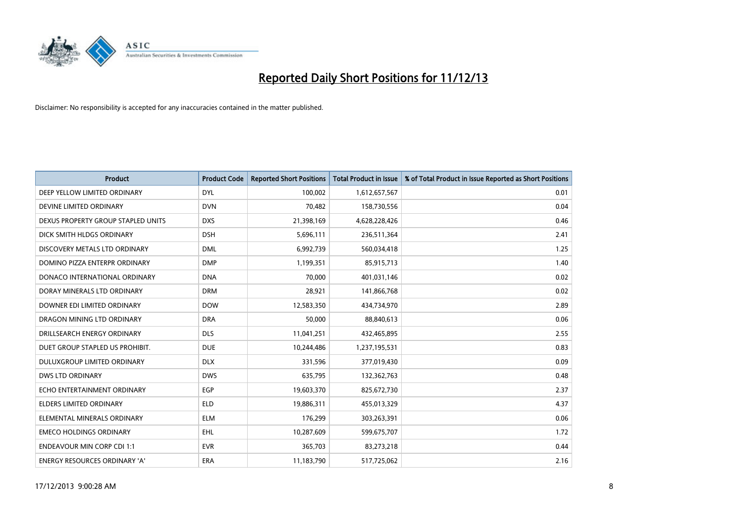# Reported Daily Short Positions for 11/12/13

Disclaimer: No responsibility is accepted for any inaccuracies contained in the matter published.

| Product | Product Code | Reported Short Positions | Total Product in Issue | % of Total Product in Issue Reported as Short Positions |
| --- | --- | --- | --- | --- |
| DEEP YELLOW LIMITED ORDINARY | DYL | 100,002 | 1,612,657,567 | 0.01 |
| DEVINE LIMITED ORDINARY | DVN | 70,482 | 158,730,556 | 0.04 |
| DEXUS PROPERTY GROUP STAPLED UNITS | DXS | 21,398,169 | 4,628,228,426 | 0.46 |
| DICK SMITH HLDGS ORDINARY | DSH | 5,696,111 | 236,511,364 | 2.41 |
| DISCOVERY METALS LTD ORDINARY | DML | 6,992,739 | 560,034,418 | 1.25 |
| DOMINO PIZZA ENTERPR ORDINARY | DMP | 1,199,351 | 85,915,713 | 1.40 |
| DONACO INTERNATIONAL ORDINARY | DNA | 70,000 | 401,031,146 | 0.02 |
| DORAY MINERALS LTD ORDINARY | DRM | 28,921 | 141,866,768 | 0.02 |
| DOWNER EDI LIMITED ORDINARY | DOW | 12,583,350 | 434,734,970 | 2.89 |
| DRAGON MINING LTD ORDINARY | DRA | 50,000 | 88,840,613 | 0.06 |
| DRILLSEARCH ENERGY ORDINARY | DLS | 11,041,251 | 432,465,895 | 2.55 |
| DUET GROUP STAPLED US PROHIBIT. | DUE | 10,244,486 | 1,237,195,531 | 0.83 |
| DULUXGROUP LIMITED ORDINARY | DLX | 331,596 | 377,019,430 | 0.09 |
| DWS LTD ORDINARY | DWS | 635,795 | 132,362,763 | 0.48 |
| ECHO ENTERTAINMENT ORDINARY | EGP | 19,603,370 | 825,672,730 | 2.37 |
| ELDERS LIMITED ORDINARY | ELD | 19,886,311 | 455,013,329 | 4.37 |
| ELEMENTAL MINERALS ORDINARY | ELM | 176,299 | 303,263,391 | 0.06 |
| EMECO HOLDINGS ORDINARY | EHL | 10,287,609 | 599,675,707 | 1.72 |
| ENDEAVOUR MIN CORP CDI 1:1 | EVR | 365,703 | 83,273,218 | 0.44 |
| ENERGY RESOURCES ORDINARY 'A' | ERA | 11,183,790 | 517,725,062 | 2.16 |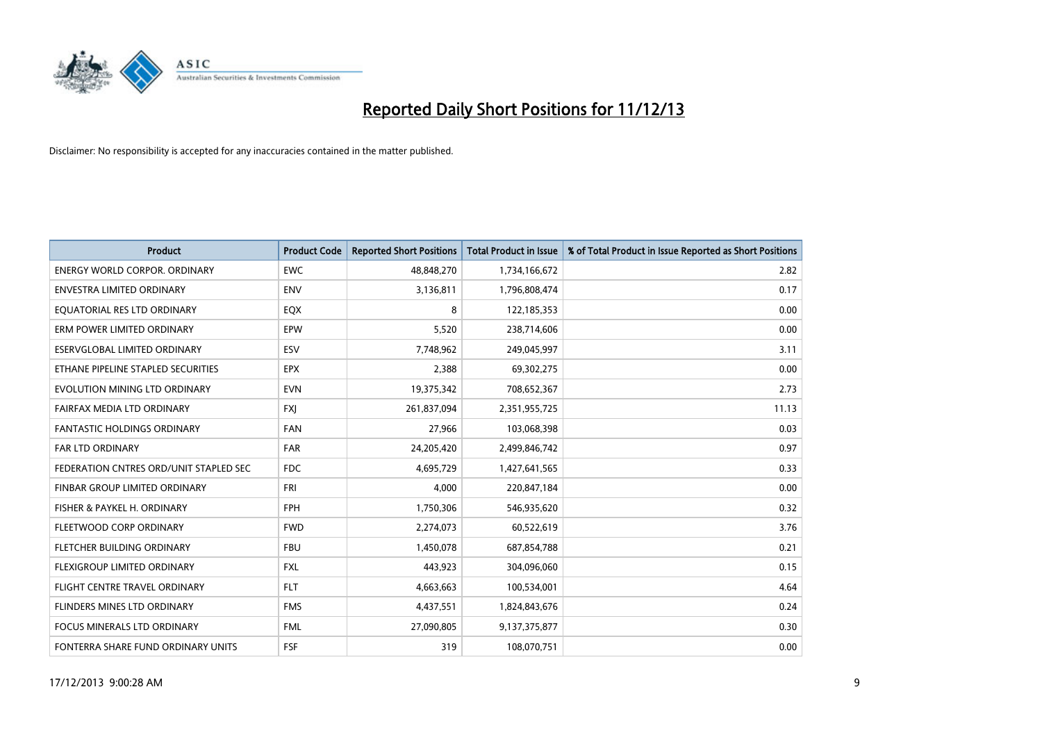# Reported Daily Short Positions for 11/12/13

Disclaimer: No responsibility is accepted for any inaccuracies contained in the matter published.

| Product | Product Code | Reported Short Positions | Total Product in Issue | % of Total Product in Issue Reported as Short Positions |
|---|---|---|---|---|
| ENERGY WORLD CORPOR. ORDINARY | EWC | 48,848,270 | 1,734,166,672 | 2.82 |
| ENVESTRA LIMITED ORDINARY | ENV | 3,136,811 | 1,796,808,474 | 0.17 |
| EQUATORIAL RES LTD ORDINARY | EQX | 8 | 122,185,353 | 0.00 |
| ERM POWER LIMITED ORDINARY | EPW | 5,520 | 238,714,606 | 0.00 |
| ESERVGLOBAL LIMITED ORDINARY | ESV | 7,748,962 | 249,045,997 | 3.11 |
| ETHANE PIPELINE STAPLED SECURITIES | EPX | 2,388 | 69,302,275 | 0.00 |
| EVOLUTION MINING LTD ORDINARY | EVN | 19,375,342 | 708,652,367 | 2.73 |
| FAIRFAX MEDIA LTD ORDINARY | FXJ | 261,837,094 | 2,351,955,725 | 11.13 |
| FANTASTIC HOLDINGS ORDINARY | FAN | 27,966 | 103,068,398 | 0.03 |
| FAR LTD ORDINARY | FAR | 24,205,420 | 2,499,846,742 | 0.97 |
| FEDERATION CNTRES ORD/UNIT STAPLED SEC | FDC | 4,695,729 | 1,427,641,565 | 0.33 |
| FINBAR GROUP LIMITED ORDINARY | FRI | 4,000 | 220,847,184 | 0.00 |
| FISHER & PAYKEL H. ORDINARY | FPH | 1,750,306 | 546,935,620 | 0.32 |
| FLEETWOOD CORP ORDINARY | FWD | 2,274,073 | 60,522,619 | 3.76 |
| FLETCHER BUILDING ORDINARY | FBU | 1,450,078 | 687,854,788 | 0.21 |
| FLEXIGROUP LIMITED ORDINARY | FXL | 443,923 | 304,096,060 | 0.15 |
| FLIGHT CENTRE TRAVEL ORDINARY | FLT | 4,663,663 | 100,534,001 | 4.64 |
| FLINDERS MINES LTD ORDINARY | FMS | 4,437,551 | 1,824,843,676 | 0.24 |
| FOCUS MINERALS LTD ORDINARY | FML | 27,090,805 | 9,137,375,877 | 0.30 |
| FONTERRA SHARE FUND ORDINARY UNITS | FSF | 319 | 108,070,751 | 0.00 |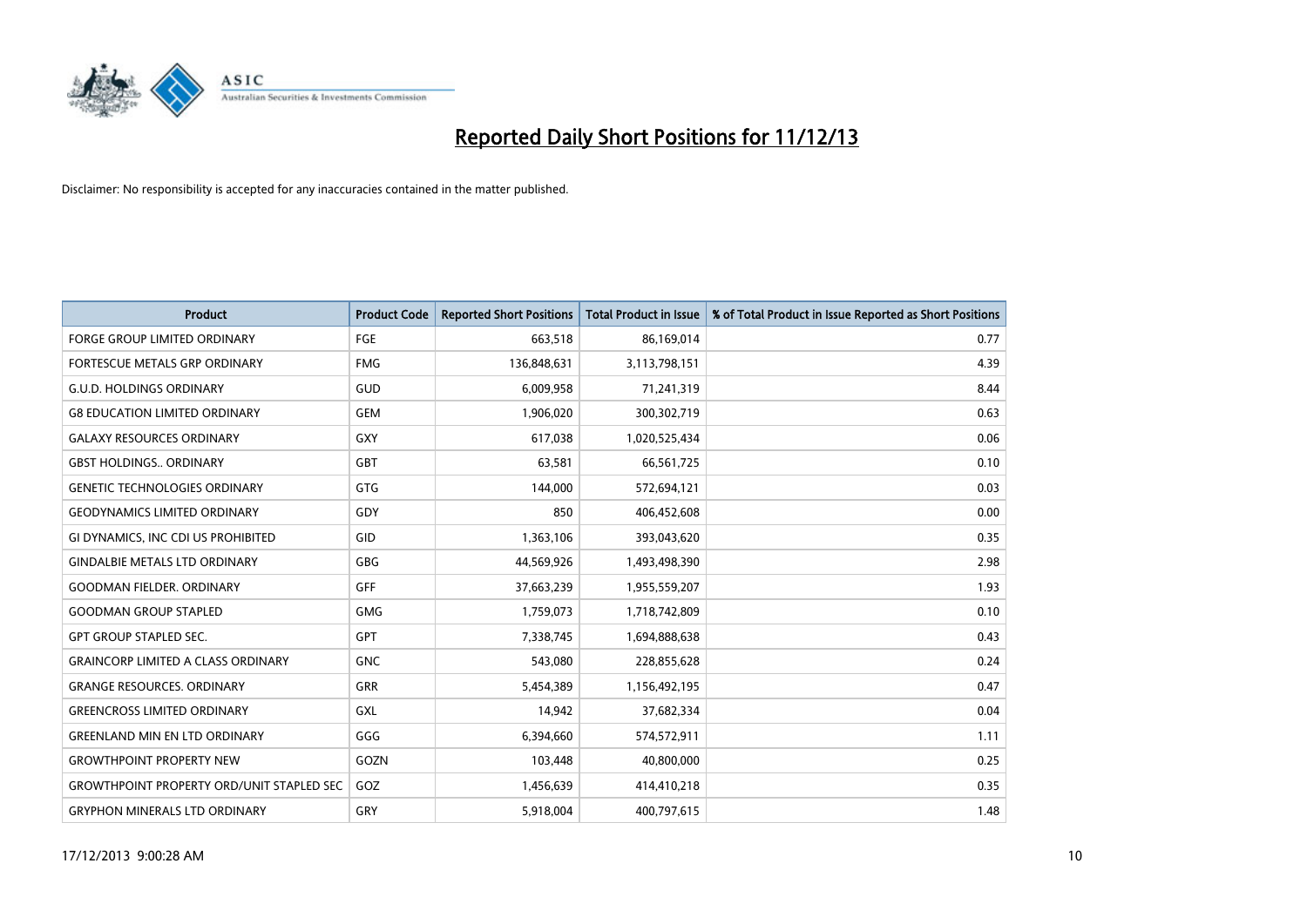# Reported Daily Short Positions for 11/12/13

Disclaimer: No responsibility is accepted for any inaccuracies contained in the matter published.

| Product | Product Code | Reported Short Positions | Total Product in Issue | % of Total Product in Issue Reported as Short Positions |
|---|---|---|---|---|
| FORGE GROUP LIMITED ORDINARY | FGE | 663,518 | 86,169,014 | 0.77 |
| FORTESCUE METALS GRP ORDINARY | FMG | 136,848,631 | 3,113,798,151 | 4.39 |
| G.U.D. HOLDINGS ORDINARY | GUD | 6,009,958 | 71,241,319 | 8.44 |
| G8 EDUCATION LIMITED ORDINARY | GEM | 1,906,020 | 300,302,719 | 0.63 |
| GALAXY RESOURCES ORDINARY | GXY | 617,038 | 1,020,525,434 | 0.06 |
| GBST HOLDINGS.. ORDINARY | GBT | 63,581 | 66,561,725 | 0.10 |
| GENETIC TECHNOLOGIES ORDINARY | GTG | 144,000 | 572,694,121 | 0.03 |
| GEODYNAMICS LIMITED ORDINARY | GDY | 850 | 406,452,608 | 0.00 |
| GI DYNAMICS, INC CDI US PROHIBITED | GID | 1,363,106 | 393,043,620 | 0.35 |
| GINDALBIE METALS LTD ORDINARY | GBG | 44,569,926 | 1,493,498,390 | 2.98 |
| GOODMAN FIELDER. ORDINARY | GFF | 37,663,239 | 1,955,559,207 | 1.93 |
| GOODMAN GROUP STAPLED | GMG | 1,759,073 | 1,718,742,809 | 0.10 |
| GPT GROUP STAPLED SEC. | GPT | 7,338,745 | 1,694,888,638 | 0.43 |
| GRAINCORP LIMITED A CLASS ORDINARY | GNC | 543,080 | 228,855,628 | 0.24 |
| GRANGE RESOURCES. ORDINARY | GRR | 5,454,389 | 1,156,492,195 | 0.47 |
| GREENCROSS LIMITED ORDINARY | GXL | 14,942 | 37,682,334 | 0.04 |
| GREENLAND MIN EN LTD ORDINARY | GGG | 6,394,660 | 574,572,911 | 1.11 |
| GROWTHPOINT PROPERTY NEW | GOZN | 103,448 | 40,800,000 | 0.25 |
| GROWTHPOINT PROPERTY ORD/UNIT STAPLED SEC | GOZ | 1,456,639 | 414,410,218 | 0.35 |
| GRYPHON MINERALS LTD ORDINARY | GRY | 5,918,004 | 400,797,615 | 1.48 |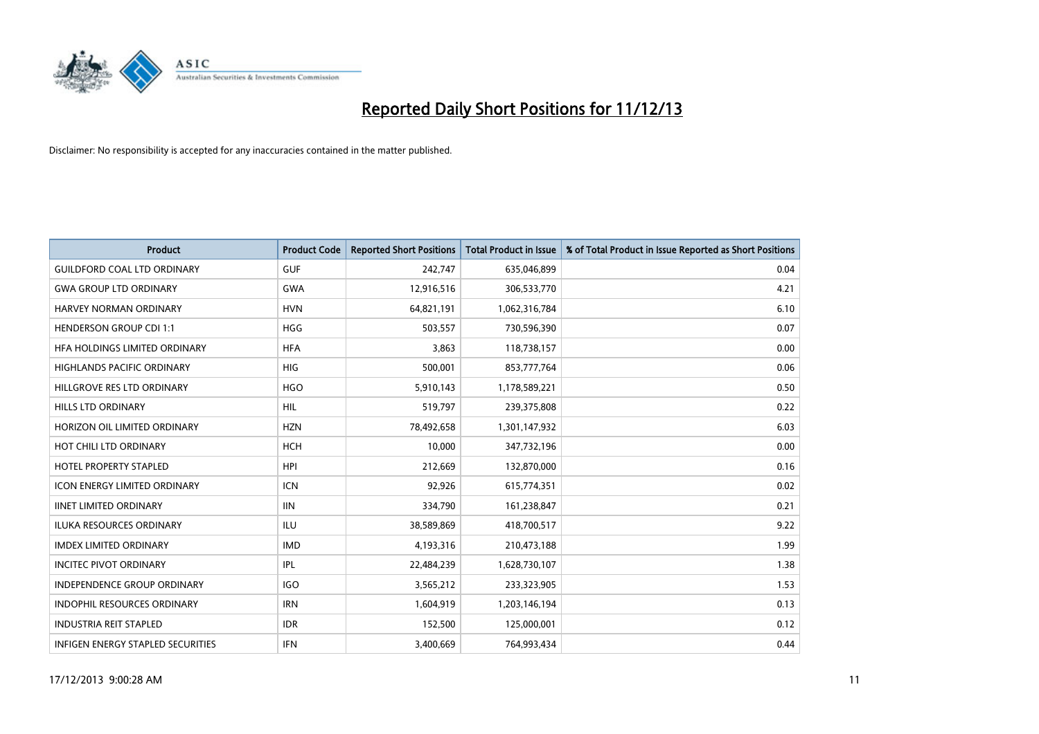# Reported Daily Short Positions for 11/12/13

Disclaimer: No responsibility is accepted for any inaccuracies contained in the matter published.

| Product | Product Code | Reported Short Positions | Total Product in Issue | % of Total Product in Issue Reported as Short Positions |
|---|---|---|---|---|
| GUILDFORD COAL LTD ORDINARY | GUF | 242,747 | 635,046,899 | 0.04 |
| GWA GROUP LTD ORDINARY | GWA | 12,916,516 | 306,533,770 | 4.21 |
| HARVEY NORMAN ORDINARY | HVN | 64,821,191 | 1,062,316,784 | 6.10 |
| HENDERSON GROUP CDI 1:1 | HGG | 503,557 | 730,596,390 | 0.07 |
| HFA HOLDINGS LIMITED ORDINARY | HFA | 3,863 | 118,738,157 | 0.00 |
| HIGHLANDS PACIFIC ORDINARY | HIG | 500,001 | 853,777,764 | 0.06 |
| HILLGROVE RES LTD ORDINARY | HGO | 5,910,143 | 1,178,589,221 | 0.50 |
| HILLS LTD ORDINARY | HIL | 519,797 | 239,375,808 | 0.22 |
| HORIZON OIL LIMITED ORDINARY | HZN | 78,492,658 | 1,301,147,932 | 6.03 |
| HOT CHILI LTD ORDINARY | HCH | 10,000 | 347,732,196 | 0.00 |
| HOTEL PROPERTY STAPLED | HPI | 212,669 | 132,870,000 | 0.16 |
| ICON ENERGY LIMITED ORDINARY | ICN | 92,926 | 615,774,351 | 0.02 |
| IINET LIMITED ORDINARY | IIN | 334,790 | 161,238,847 | 0.21 |
| ILUKA RESOURCES ORDINARY | ILU | 38,589,869 | 418,700,517 | 9.22 |
| IMDEX LIMITED ORDINARY | IMD | 4,193,316 | 210,473,188 | 1.99 |
| INCITEC PIVOT ORDINARY | IPL | 22,484,239 | 1,628,730,107 | 1.38 |
| INDEPENDENCE GROUP ORDINARY | IGO | 3,565,212 | 233,323,905 | 1.53 |
| INDOPHIL RESOURCES ORDINARY | IRN | 1,604,919 | 1,203,146,194 | 0.13 |
| INDUSTRIA REIT STAPLED | IDR | 152,500 | 125,000,001 | 0.12 |
| INFIGEN ENERGY STAPLED SECURITIES | IFN | 3,400,669 | 764,993,434 | 0.44 |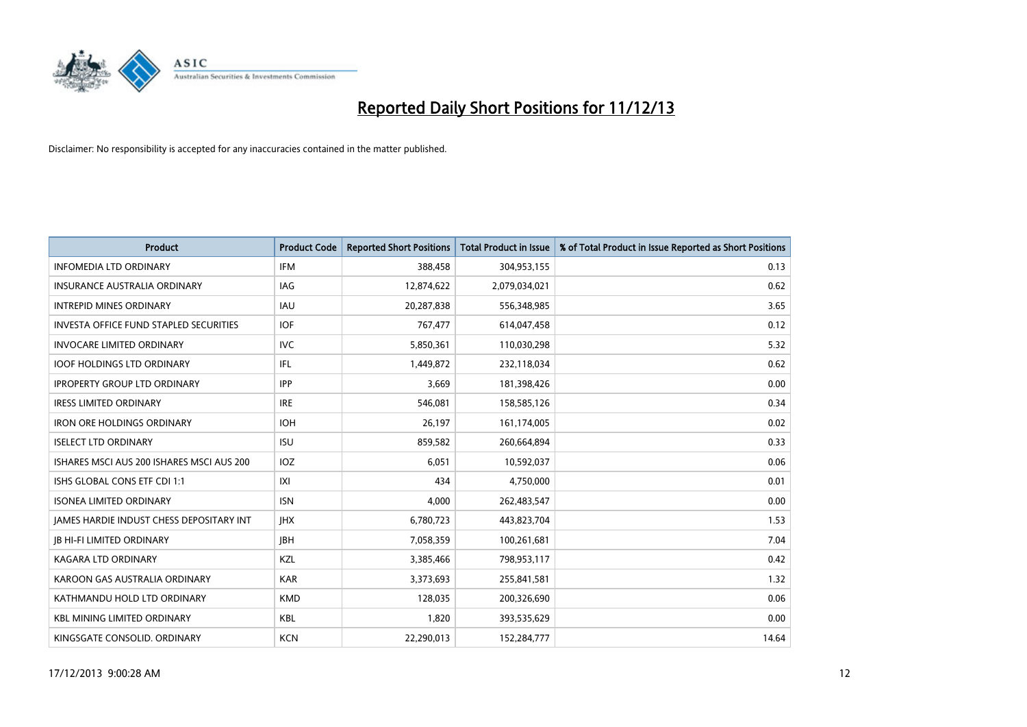# Reported Daily Short Positions for 11/12/13

Disclaimer: No responsibility is accepted for any inaccuracies contained in the matter published.

| Product | Product Code | Reported Short Positions | Total Product in Issue | % of Total Product in Issue Reported as Short Positions |
|---|---|---|---|---|
| INFOMEDIA LTD ORDINARY | IFM | 388,458 | 304,953,155 | 0.13 |
| INSURANCE AUSTRALIA ORDINARY | IAG | 12,874,622 | 2,079,034,021 | 0.62 |
| INTREPID MINES ORDINARY | IAU | 20,287,838 | 556,348,985 | 3.65 |
| INVESTA OFFICE FUND STAPLED SECURITIES | IOF | 767,477 | 614,047,458 | 0.12 |
| INVOCARE LIMITED ORDINARY | IVC | 5,850,361 | 110,030,298 | 5.32 |
| IOOF HOLDINGS LTD ORDINARY | IFL | 1,449,872 | 232,118,034 | 0.62 |
| IPROPERTY GROUP LTD ORDINARY | IPP | 3,669 | 181,398,426 | 0.00 |
| IRESS LIMITED ORDINARY | IRE | 546,081 | 158,585,126 | 0.34 |
| IRON ORE HOLDINGS ORDINARY | IOH | 26,197 | 161,174,005 | 0.02 |
| ISELECT LTD ORDINARY | ISU | 859,582 | 260,664,894 | 0.33 |
| ISHARES MSCI AUS 200 ISHARES MSCI AUS 200 | IOZ | 6,051 | 10,592,037 | 0.06 |
| ISHS GLOBAL CONS ETF CDI 1:1 | IXI | 434 | 4,750,000 | 0.01 |
| ISONEA LIMITED ORDINARY | ISN | 4,000 | 262,483,547 | 0.00 |
| JAMES HARDIE INDUST CHESS DEPOSITARY INT | JHX | 6,780,723 | 443,823,704 | 1.53 |
| JB HI-FI LIMITED ORDINARY | JBH | 7,058,359 | 100,261,681 | 7.04 |
| KAGARA LTD ORDINARY | KZL | 3,385,466 | 798,953,117 | 0.42 |
| KAROON GAS AUSTRALIA ORDINARY | KAR | 3,373,693 | 255,841,581 | 1.32 |
| KATHMANDU HOLD LTD ORDINARY | KMD | 128,035 | 200,326,690 | 0.06 |
| KBL MINING LIMITED ORDINARY | KBL | 1,820 | 393,535,629 | 0.00 |
| KINGSGATE CONSOLID. ORDINARY | KCN | 22,290,013 | 152,284,777 | 14.64 |

17/12/2013 9:00:28 AM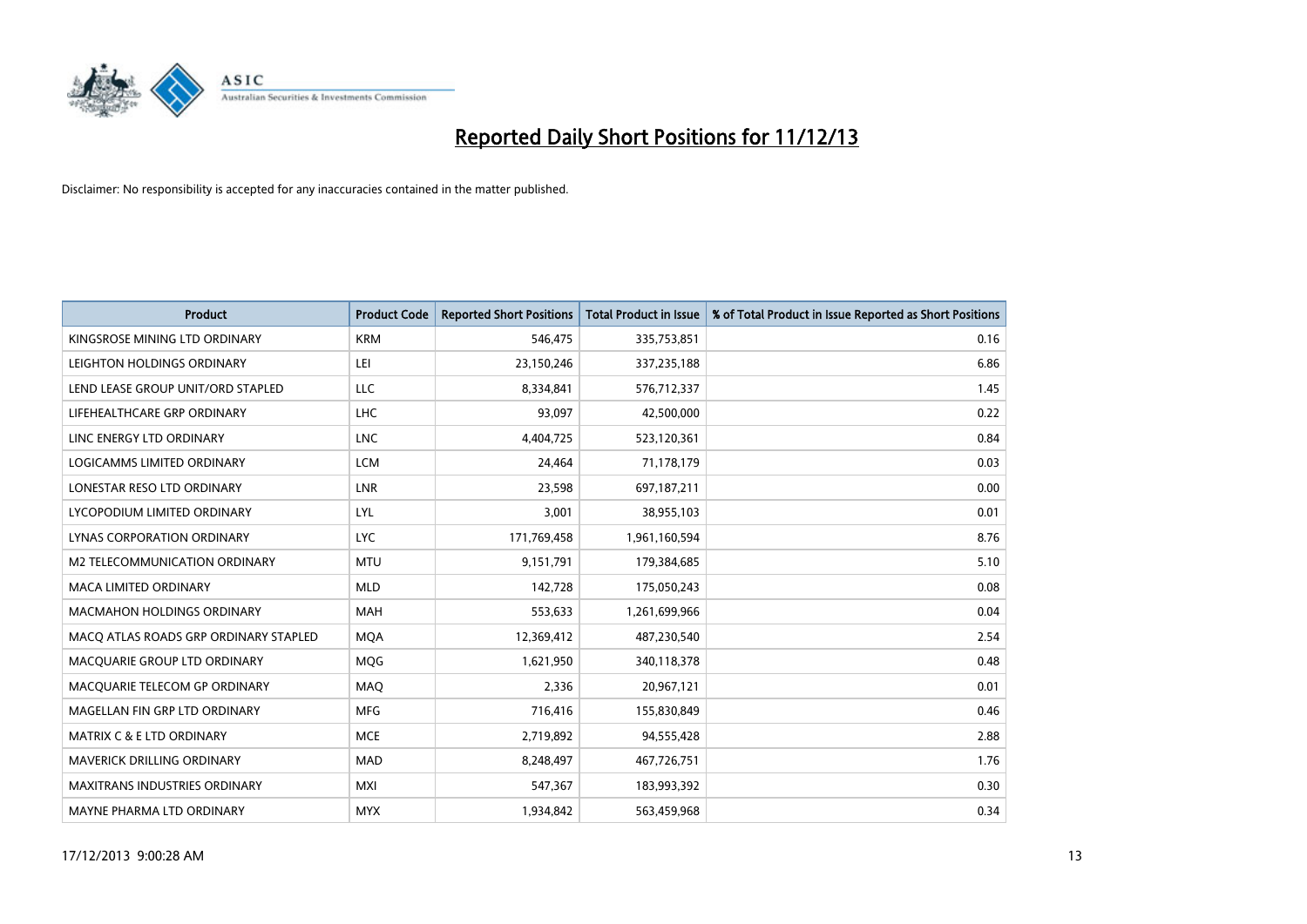# Reported Daily Short Positions for 11/12/13

Disclaimer: No responsibility is accepted for any inaccuracies contained in the matter published.

| Product | Product Code | Reported Short Positions | Total Product in Issue | % of Total Product in Issue Reported as Short Positions |
|---|---|---|---|---|
| KINGSROSE MINING LTD ORDINARY | KRM | 546,475 | 335,753,851 | 0.16 |
| LEIGHTON HOLDINGS ORDINARY | LEI | 23,150,246 | 337,235,188 | 6.86 |
| LEND LEASE GROUP UNIT/ORD STAPLED | LLC | 8,334,841 | 576,712,337 | 1.45 |
| LIFEHEALTHCARE GRP ORDINARY | LHC | 93,097 | 42,500,000 | 0.22 |
| LINC ENERGY LTD ORDINARY | LNC | 4,404,725 | 523,120,361 | 0.84 |
| LOGICAMMS LIMITED ORDINARY | LCM | 24,464 | 71,178,179 | 0.03 |
| LONESTAR RESO LTD ORDINARY | LNR | 23,598 | 697,187,211 | 0.00 |
| LYCOPODIUM LIMITED ORDINARY | LYL | 3,001 | 38,955,103 | 0.01 |
| LYNAS CORPORATION ORDINARY | LYC | 171,769,458 | 1,961,160,594 | 8.76 |
| M2 TELECOMMUNICATION ORDINARY | MTU | 9,151,791 | 179,384,685 | 5.10 |
| MACA LIMITED ORDINARY | MLD | 142,728 | 175,050,243 | 0.08 |
| MACMAHON HOLDINGS ORDINARY | MAH | 553,633 | 1,261,699,966 | 0.04 |
| MACQ ATLAS ROADS GRP ORDINARY STAPLED | MQA | 12,369,412 | 487,230,540 | 2.54 |
| MACQUARIE GROUP LTD ORDINARY | MQG | 1,621,950 | 340,118,378 | 0.48 |
| MACQUARIE TELECOM GP ORDINARY | MAQ | 2,336 | 20,967,121 | 0.01 |
| MAGELLAN FIN GRP LTD ORDINARY | MFG | 716,416 | 155,830,849 | 0.46 |
| MATRIX C & E LTD ORDINARY | MCE | 2,719,892 | 94,555,428 | 2.88 |
| MAVERICK DRILLING ORDINARY | MAD | 8,248,497 | 467,726,751 | 1.76 |
| MAXITRANS INDUSTRIES ORDINARY | MXI | 547,367 | 183,993,392 | 0.30 |
| MAYNE PHARMA LTD ORDINARY | MYX | 1,934,842 | 563,459,968 | 0.34 |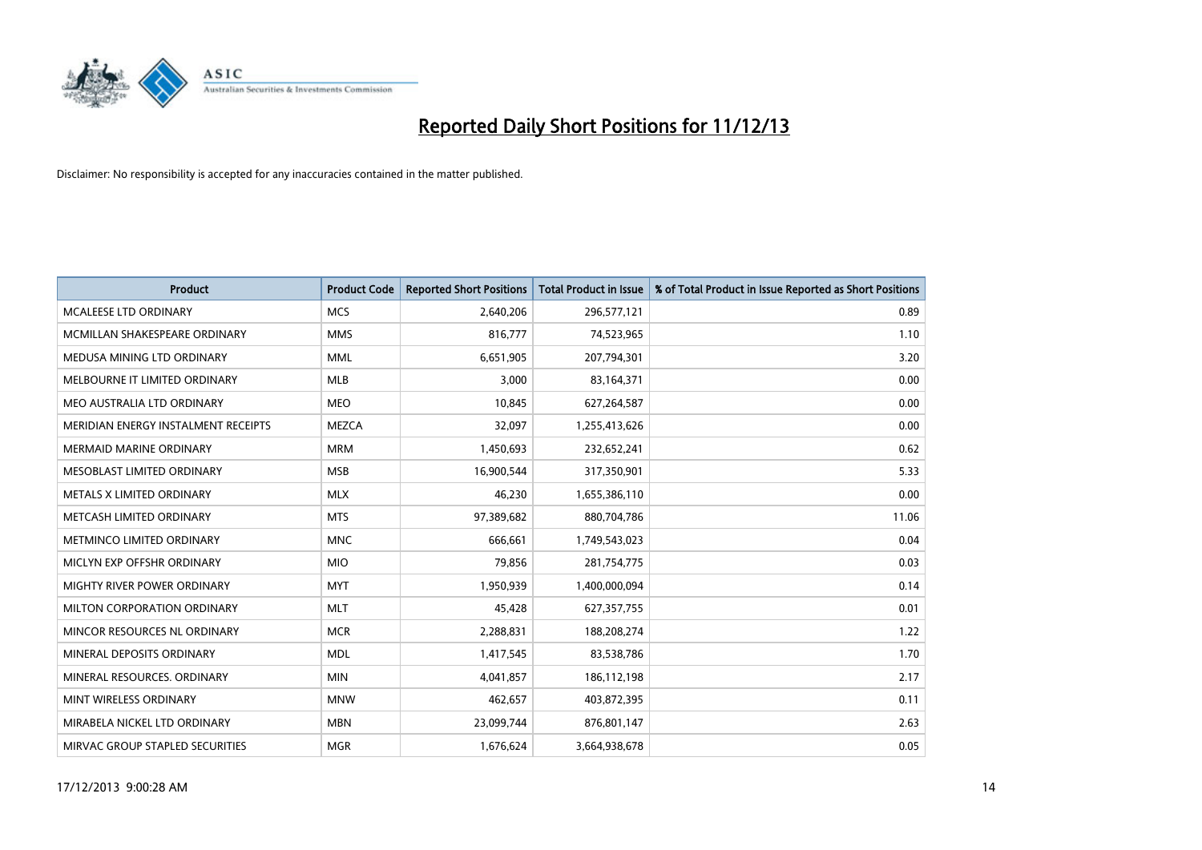# Reported Daily Short Positions for 11/12/13

Disclaimer: No responsibility is accepted for any inaccuracies contained in the matter published.

| Product | Product Code | Reported Short Positions | Total Product in Issue | % of Total Product in Issue Reported as Short Positions |
|---|---|---|---|---|
| MCALEESE LTD ORDINARY | MCS | 2,640,206 | 296,577,121 | 0.89 |
| MCMILLAN SHAKESPEARE ORDINARY | MMS | 816,777 | 74,523,965 | 1.10 |
| MEDUSA MINING LTD ORDINARY | MML | 6,651,905 | 207,794,301 | 3.20 |
| MELBOURNE IT LIMITED ORDINARY | MLB | 3,000 | 83,164,371 | 0.00 |
| MEO AUSTRALIA LTD ORDINARY | MEO | 10,845 | 627,264,587 | 0.00 |
| MERIDIAN ENERGY INSTALMENT RECEIPTS | MEZCA | 32,097 | 1,255,413,626 | 0.00 |
| MERMAID MARINE ORDINARY | MRM | 1,450,693 | 232,652,241 | 0.62 |
| MESOBLAST LIMITED ORDINARY | MSB | 16,900,544 | 317,350,901 | 5.33 |
| METALS X LIMITED ORDINARY | MLX | 46,230 | 1,655,386,110 | 0.00 |
| METCASH LIMITED ORDINARY | MTS | 97,389,682 | 880,704,786 | 11.06 |
| METMINCO LIMITED ORDINARY | MNC | 666,661 | 1,749,543,023 | 0.04 |
| MICLYN EXP OFFSHR ORDINARY | MIO | 79,856 | 281,754,775 | 0.03 |
| MIGHTY RIVER POWER ORDINARY | MYT | 1,950,939 | 1,400,000,094 | 0.14 |
| MILTON CORPORATION ORDINARY | MLT | 45,428 | 627,357,755 | 0.01 |
| MINCOR RESOURCES NL ORDINARY | MCR | 2,288,831 | 188,208,274 | 1.22 |
| MINERAL DEPOSITS ORDINARY | MDL | 1,417,545 | 83,538,786 | 1.70 |
| MINERAL RESOURCES. ORDINARY | MIN | 4,041,857 | 186,112,198 | 2.17 |
| MINT WIRELESS ORDINARY | MNW | 462,657 | 403,872,395 | 0.11 |
| MIRABELA NICKEL LTD ORDINARY | MBN | 23,099,744 | 876,801,147 | 2.63 |
| MIRVAC GROUP STAPLED SECURITIES | MGR | 1,676,624 | 3,664,938,678 | 0.05 |

17/12/2013 9:00:28 AM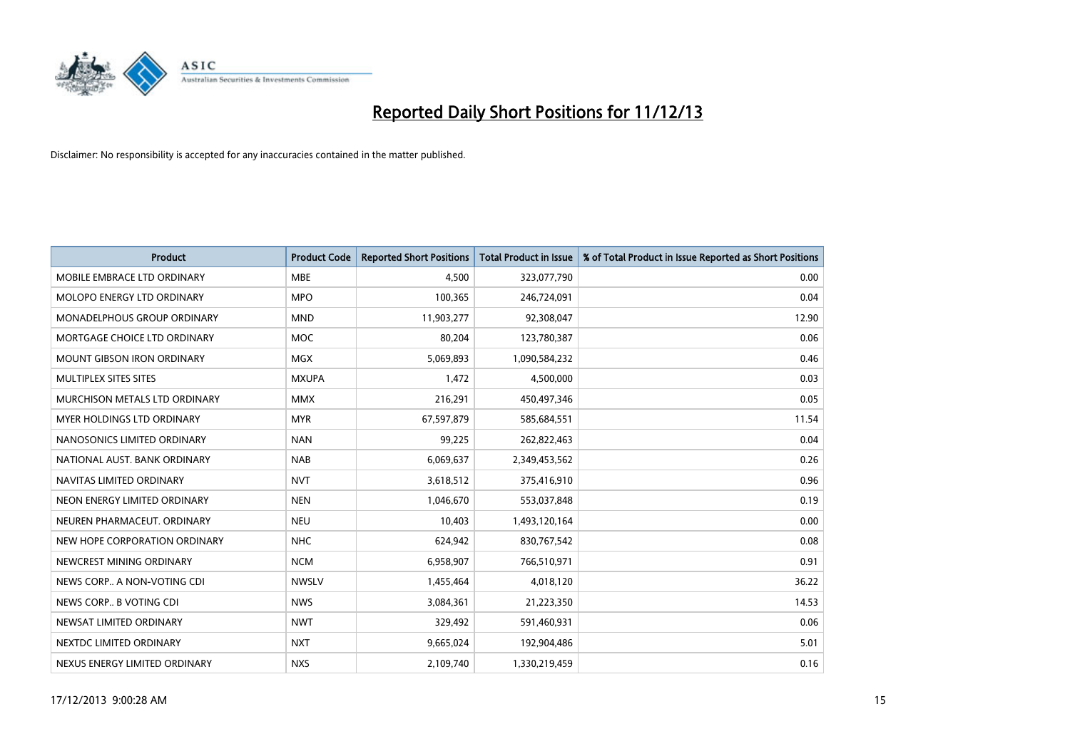# Reported Daily Short Positions for 11/12/13

Disclaimer: No responsibility is accepted for any inaccuracies contained in the matter published.

| Product | Product Code | Reported Short Positions | Total Product in Issue | % of Total Product in Issue Reported as Short Positions |
|---|---|---|---|---|
| MOBILE EMBRACE LTD ORDINARY | MBE | 4,500 | 323,077,790 | 0.00 |
| MOLOPO ENERGY LTD ORDINARY | MPO | 100,365 | 246,724,091 | 0.04 |
| MONADELPHOUS GROUP ORDINARY | MND | 11,903,277 | 92,308,047 | 12.90 |
| MORTGAGE CHOICE LTD ORDINARY | MOC | 80,204 | 123,780,387 | 0.06 |
| MOUNT GIBSON IRON ORDINARY | MGX | 5,069,893 | 1,090,584,232 | 0.46 |
| MULTIPLEX SITES SITES | MXUPA | 1,472 | 4,500,000 | 0.03 |
| MURCHISON METALS LTD ORDINARY | MMX | 216,291 | 450,497,346 | 0.05 |
| MYER HOLDINGS LTD ORDINARY | MYR | 67,597,879 | 585,684,551 | 11.54 |
| NANOSONICS LIMITED ORDINARY | NAN | 99,225 | 262,822,463 | 0.04 |
| NATIONAL AUST. BANK ORDINARY | NAB | 6,069,637 | 2,349,453,562 | 0.26 |
| NAVITAS LIMITED ORDINARY | NVT | 3,618,512 | 375,416,910 | 0.96 |
| NEON ENERGY LIMITED ORDINARY | NEN | 1,046,670 | 553,037,848 | 0.19 |
| NEUREN PHARMACEUT. ORDINARY | NEU | 10,403 | 1,493,120,164 | 0.00 |
| NEW HOPE CORPORATION ORDINARY | NHC | 624,942 | 830,767,542 | 0.08 |
| NEWCREST MINING ORDINARY | NCM | 6,958,907 | 766,510,971 | 0.91 |
| NEWS CORP.. A NON-VOTING CDI | NWSLV | 1,455,464 | 4,018,120 | 36.22 |
| NEWS CORP.. B VOTING CDI | NWS | 3,084,361 | 21,223,350 | 14.53 |
| NEWSAT LIMITED ORDINARY | NWT | 329,492 | 591,460,931 | 0.06 |
| NEXTDC LIMITED ORDINARY | NXT | 9,665,024 | 192,904,486 | 5.01 |
| NEXUS ENERGY LIMITED ORDINARY | NXS | 2,109,740 | 1,330,219,459 | 0.16 |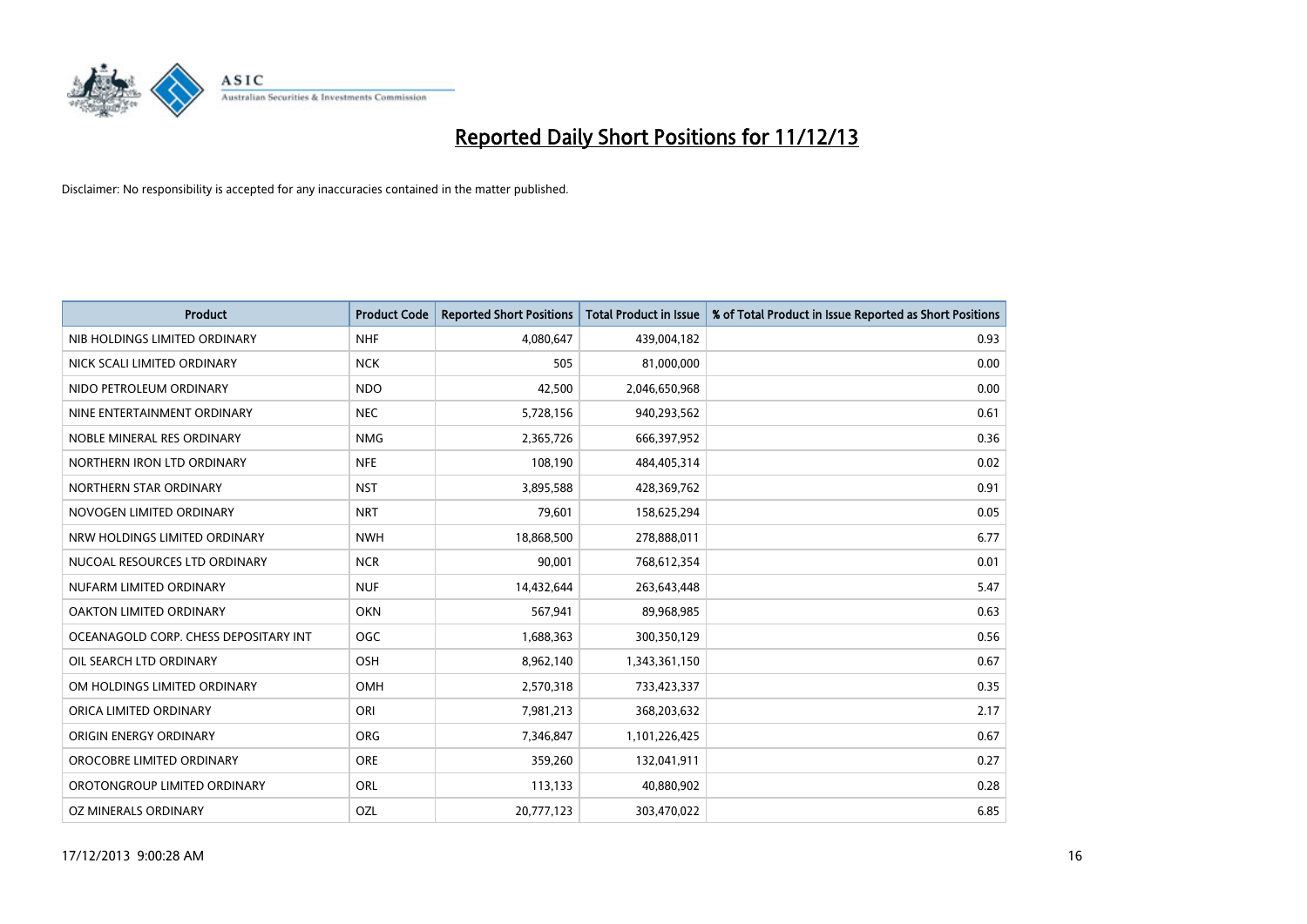# Reported Daily Short Positions for 11/12/13

Disclaimer: No responsibility is accepted for any inaccuracies contained in the matter published.

| Product | Product Code | Reported Short Positions | Total Product in Issue | % of Total Product in Issue Reported as Short Positions |
| --- | --- | --- | --- | --- |
| NIB HOLDINGS LIMITED ORDINARY | NHF | 4,080,647 | 439,004,182 | 0.93 |
| NICK SCALI LIMITED ORDINARY | NCK | 505 | 81,000,000 | 0.00 |
| NIDO PETROLEUM ORDINARY | NDO | 42,500 | 2,046,650,968 | 0.00 |
| NINE ENTERTAINMENT ORDINARY | NEC | 5,728,156 | 940,293,562 | 0.61 |
| NOBLE MINERAL RES ORDINARY | NMG | 2,365,726 | 666,397,952 | 0.36 |
| NORTHERN IRON LTD ORDINARY | NFE | 108,190 | 484,405,314 | 0.02 |
| NORTHERN STAR ORDINARY | NST | 3,895,588 | 428,369,762 | 0.91 |
| NOVOGEN LIMITED ORDINARY | NRT | 79,601 | 158,625,294 | 0.05 |
| NRW HOLDINGS LIMITED ORDINARY | NWH | 18,868,500 | 278,888,011 | 6.77 |
| NUCOAL RESOURCES LTD ORDINARY | NCR | 90,001 | 768,612,354 | 0.01 |
| NUFARM LIMITED ORDINARY | NUF | 14,432,644 | 263,643,448 | 5.47 |
| OAKTON LIMITED ORDINARY | OKN | 567,941 | 89,968,985 | 0.63 |
| OCEANAGOLD CORP. CHESS DEPOSITARY INT | OGC | 1,688,363 | 300,350,129 | 0.56 |
| OIL SEARCH LTD ORDINARY | OSH | 8,962,140 | 1,343,361,150 | 0.67 |
| OM HOLDINGS LIMITED ORDINARY | OMH | 2,570,318 | 733,423,337 | 0.35 |
| ORICA LIMITED ORDINARY | ORI | 7,981,213 | 368,203,632 | 2.17 |
| ORIGIN ENERGY ORDINARY | ORG | 7,346,847 | 1,101,226,425 | 0.67 |
| OROCOBRE LIMITED ORDINARY | ORE | 359,260 | 132,041,911 | 0.27 |
| OROTONGROUP LIMITED ORDINARY | ORL | 113,133 | 40,880,902 | 0.28 |
| OZ MINERALS ORDINARY | OZL | 20,777,123 | 303,470,022 | 6.85 |

17/12/2013 9:00:28 AM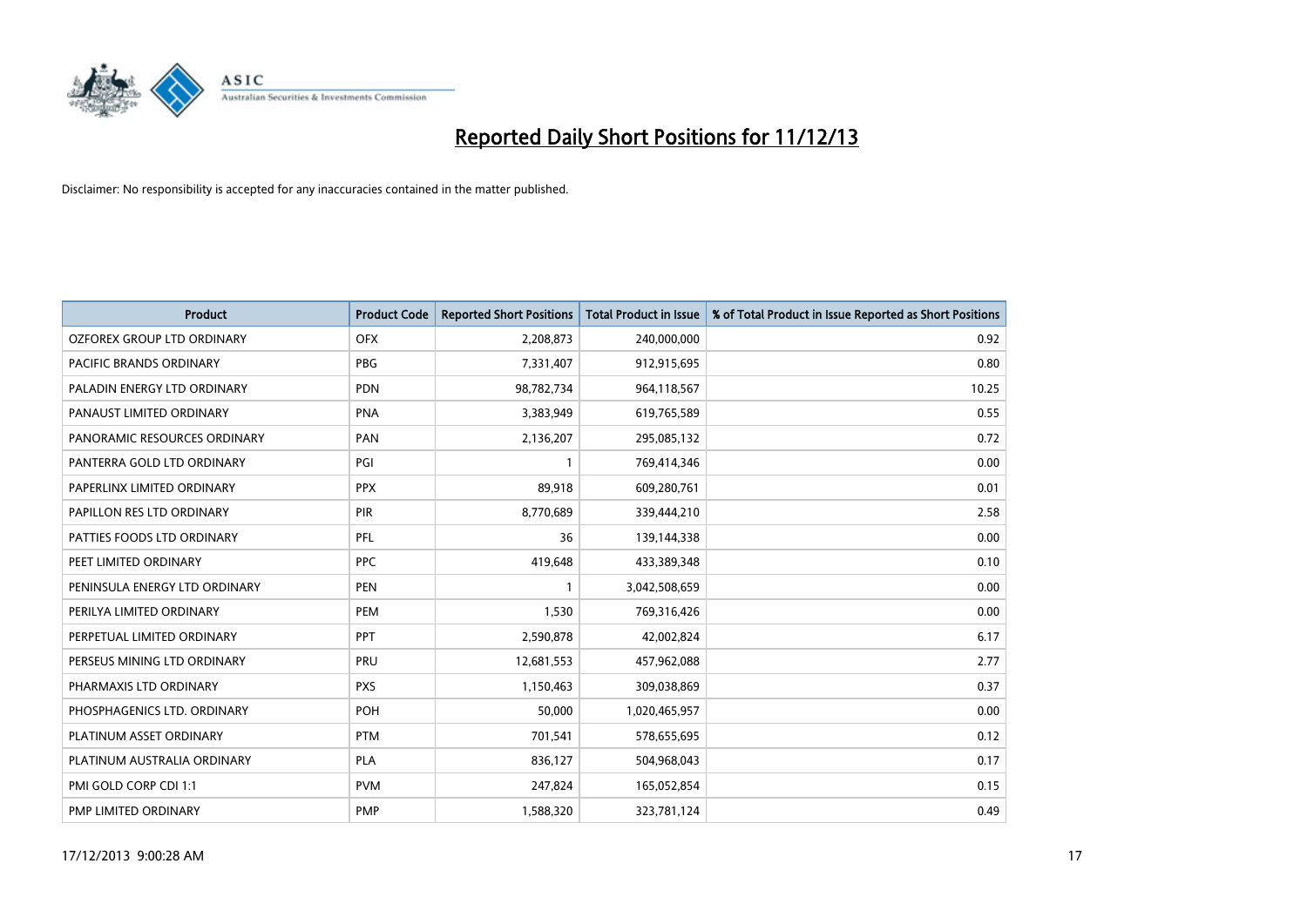# Reported Daily Short Positions for 11/12/13

Disclaimer: No responsibility is accepted for any inaccuracies contained in the matter published.

| Product | Product Code | Reported Short Positions | Total Product in Issue | % of Total Product in Issue Reported as Short Positions |
|---|---|---|---|---|
| OZFOREX GROUP LTD ORDINARY | OFX | 2,208,873 | 240,000,000 | 0.92 |
| PACIFIC BRANDS ORDINARY | PBG | 7,331,407 | 912,915,695 | 0.80 |
| PALADIN ENERGY LTD ORDINARY | PDN | 98,782,734 | 964,118,567 | 10.25 |
| PANAUST LIMITED ORDINARY | PNA | 3,383,949 | 619,765,589 | 0.55 |
| PANORAMIC RESOURCES ORDINARY | PAN | 2,136,207 | 295,085,132 | 0.72 |
| PANTERRA GOLD LTD ORDINARY | PGI | 1 | 769,414,346 | 0.00 |
| PAPERLINX LIMITED ORDINARY | PPX | 89,918 | 609,280,761 | 0.01 |
| PAPILLON RES LTD ORDINARY | PIR | 8,770,689 | 339,444,210 | 2.58 |
| PATTIES FOODS LTD ORDINARY | PFL | 36 | 139,144,338 | 0.00 |
| PEET LIMITED ORDINARY | PPC | 419,648 | 433,389,348 | 0.10 |
| PENINSULA ENERGY LTD ORDINARY | PEN | 1 | 3,042,508,659 | 0.00 |
| PERILYA LIMITED ORDINARY | PEM | 1,530 | 769,316,426 | 0.00 |
| PERPETUAL LIMITED ORDINARY | PPT | 2,590,878 | 42,002,824 | 6.17 |
| PERSEUS MINING LTD ORDINARY | PRU | 12,681,553 | 457,962,088 | 2.77 |
| PHARMAXIS LTD ORDINARY | PXS | 1,150,463 | 309,038,869 | 0.37 |
| PHOSPHAGENICS LTD. ORDINARY | POH | 50,000 | 1,020,465,957 | 0.00 |
| PLATINUM ASSET ORDINARY | PTM | 701,541 | 578,655,695 | 0.12 |
| PLATINUM AUSTRALIA ORDINARY | PLA | 836,127 | 504,968,043 | 0.17 |
| PMI GOLD CORP CDI 1:1 | PVM | 247,824 | 165,052,854 | 0.15 |
| PMP LIMITED ORDINARY | PMP | 1,588,320 | 323,781,124 | 0.49 |

17/12/2013 9:00:28 AM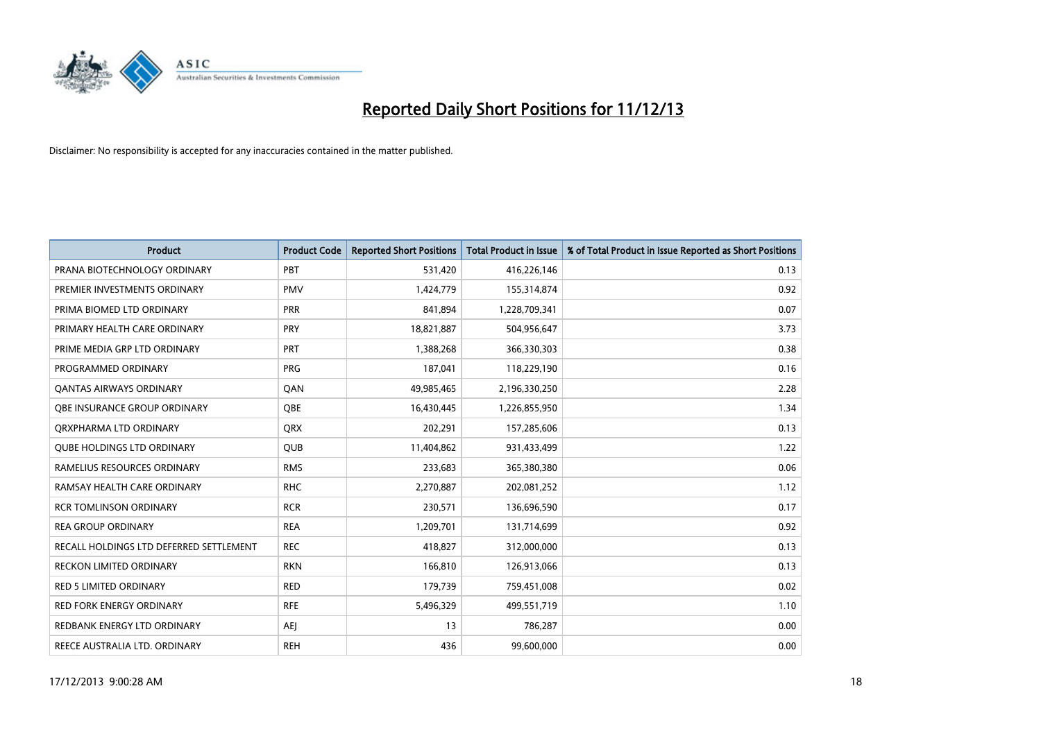# Reported Daily Short Positions for 11/12/13

Disclaimer: No responsibility is accepted for any inaccuracies contained in the matter published.

| Product | Product Code | Reported Short Positions | Total Product in Issue | % of Total Product in Issue Reported as Short Positions |
|---|---|---|---|---|
| PRANA BIOTECHNOLOGY ORDINARY | PBT | 531,420 | 416,226,146 | 0.13 |
| PREMIER INVESTMENTS ORDINARY | PMV | 1,424,779 | 155,314,874 | 0.92 |
| PRIMA BIOMED LTD ORDINARY | PRR | 841,894 | 1,228,709,341 | 0.07 |
| PRIMARY HEALTH CARE ORDINARY | PRY | 18,821,887 | 504,956,647 | 3.73 |
| PRIME MEDIA GRP LTD ORDINARY | PRT | 1,388,268 | 366,330,303 | 0.38 |
| PROGRAMMED ORDINARY | PRG | 187,041 | 118,229,190 | 0.16 |
| QANTAS AIRWAYS ORDINARY | QAN | 49,985,465 | 2,196,330,250 | 2.28 |
| QBE INSURANCE GROUP ORDINARY | QBE | 16,430,445 | 1,226,855,950 | 1.34 |
| QRXPHARMA LTD ORDINARY | QRX | 202,291 | 157,285,606 | 0.13 |
| QUBE HOLDINGS LTD ORDINARY | QUB | 11,404,862 | 931,433,499 | 1.22 |
| RAMELIUS RESOURCES ORDINARY | RMS | 233,683 | 365,380,380 | 0.06 |
| RAMSAY HEALTH CARE ORDINARY | RHC | 2,270,887 | 202,081,252 | 1.12 |
| RCR TOMLINSON ORDINARY | RCR | 230,571 | 136,696,590 | 0.17 |
| REA GROUP ORDINARY | REA | 1,209,701 | 131,714,699 | 0.92 |
| RECALL HOLDINGS LTD DEFERRED SETTLEMENT | REC | 418,827 | 312,000,000 | 0.13 |
| RECKON LIMITED ORDINARY | RKN | 166,810 | 126,913,066 | 0.13 |
| RED 5 LIMITED ORDINARY | RED | 179,739 | 759,451,008 | 0.02 |
| RED FORK ENERGY ORDINARY | RFE | 5,496,329 | 499,551,719 | 1.10 |
| REDBANK ENERGY LTD ORDINARY | AEJ | 13 | 786,287 | 0.00 |
| REECE AUSTRALIA LTD. ORDINARY | REH | 436 | 99,600,000 | 0.00 |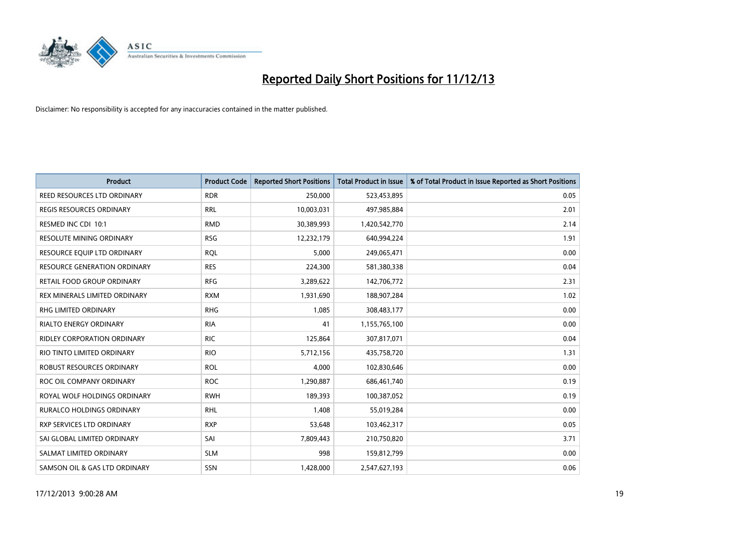# Reported Daily Short Positions for 11/12/13

Disclaimer: No responsibility is accepted for any inaccuracies contained in the matter published.

| Product | Product Code | Reported Short Positions | Total Product in Issue | % of Total Product in Issue Reported as Short Positions |
|---|---|---|---|---|
| REED RESOURCES LTD ORDINARY | RDR | 250,000 | 523,453,895 | 0.05 |
| REGIS RESOURCES ORDINARY | RRL | 10,003,031 | 497,985,884 | 2.01 |
| RESMED INC CDI 10:1 | RMD | 30,389,993 | 1,420,542,770 | 2.14 |
| RESOLUTE MINING ORDINARY | RSG | 12,232,179 | 640,994,224 | 1.91 |
| RESOURCE EQUIP LTD ORDINARY | RQL | 5,000 | 249,065,471 | 0.00 |
| RESOURCE GENERATION ORDINARY | RES | 224,300 | 581,380,338 | 0.04 |
| RETAIL FOOD GROUP ORDINARY | RFG | 3,289,622 | 142,706,772 | 2.31 |
| REX MINERALS LIMITED ORDINARY | RXM | 1,931,690 | 188,907,284 | 1.02 |
| RHG LIMITED ORDINARY | RHG | 1,085 | 308,483,177 | 0.00 |
| RIALTO ENERGY ORDINARY | RIA | 41 | 1,155,765,100 | 0.00 |
| RIDLEY CORPORATION ORDINARY | RIC | 125,864 | 307,817,071 | 0.04 |
| RIO TINTO LIMITED ORDINARY | RIO | 5,712,156 | 435,758,720 | 1.31 |
| ROBUST RESOURCES ORDINARY | ROL | 4,000 | 102,830,646 | 0.00 |
| ROC OIL COMPANY ORDINARY | ROC | 1,290,887 | 686,461,740 | 0.19 |
| ROYAL WOLF HOLDINGS ORDINARY | RWH | 189,393 | 100,387,052 | 0.19 |
| RURALCO HOLDINGS ORDINARY | RHL | 1,408 | 55,019,284 | 0.00 |
| RXP SERVICES LTD ORDINARY | RXP | 53,648 | 103,462,317 | 0.05 |
| SAI GLOBAL LIMITED ORDINARY | SAI | 7,809,443 | 210,750,820 | 3.71 |
| SALMAT LIMITED ORDINARY | SLM | 998 | 159,812,799 | 0.00 |
| SAMSON OIL & GAS LTD ORDINARY | SSN | 1,428,000 | 2,547,627,193 | 0.06 |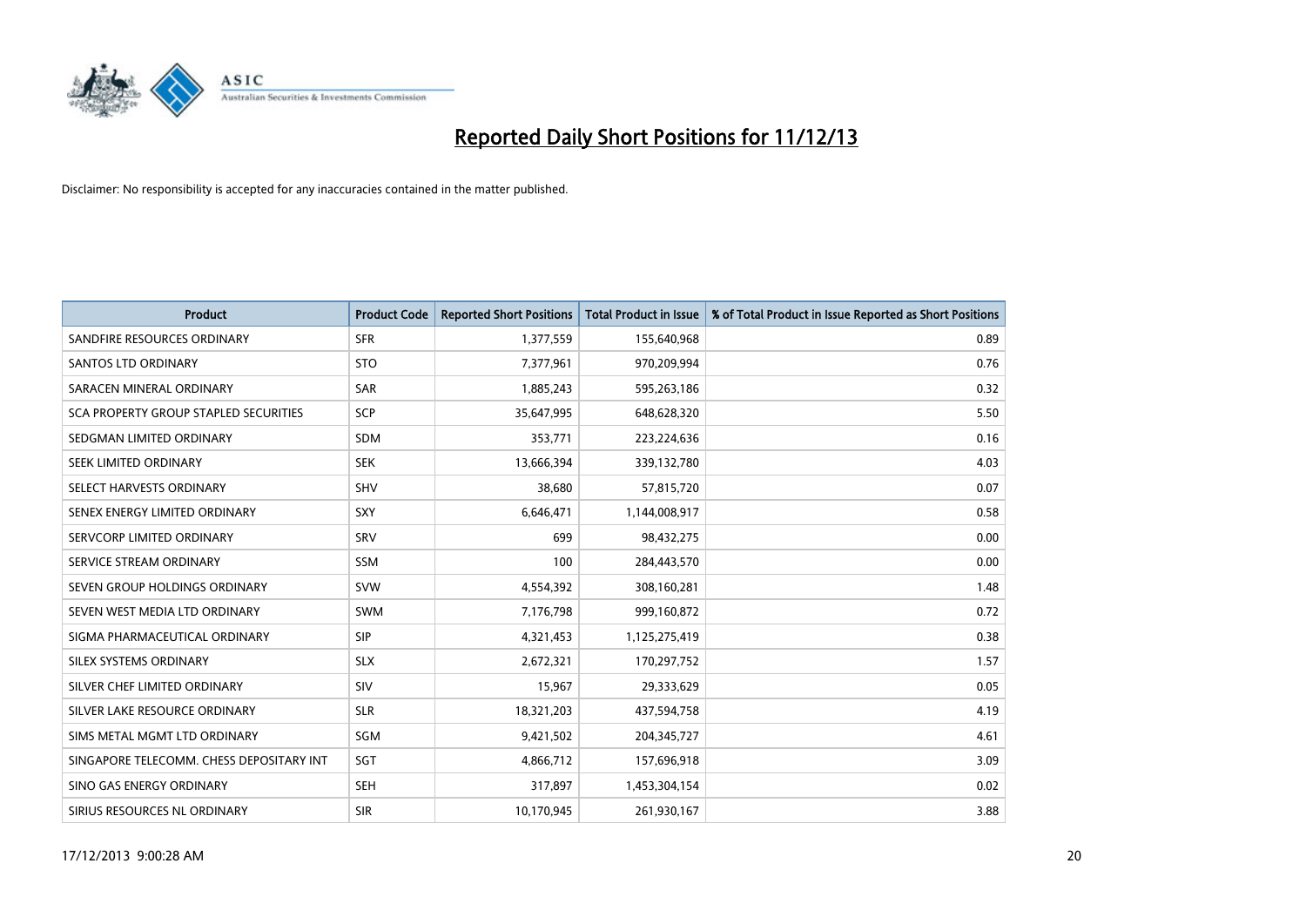# Reported Daily Short Positions for 11/12/13

Disclaimer: No responsibility is accepted for any inaccuracies contained in the matter published.

| Product | Product Code | Reported Short Positions | Total Product in Issue | % of Total Product in Issue Reported as Short Positions |
|---|---|---|---|---|
| SANDFIRE RESOURCES ORDINARY | SFR | 1,377,559 | 155,640,968 | 0.89 |
| SANTOS LTD ORDINARY | STO | 7,377,961 | 970,209,994 | 0.76 |
| SARACEN MINERAL ORDINARY | SAR | 1,885,243 | 595,263,186 | 0.32 |
| SCA PROPERTY GROUP STAPLED SECURITIES | SCP | 35,647,995 | 648,628,320 | 5.50 |
| SEDGMAN LIMITED ORDINARY | SDM | 353,771 | 223,224,636 | 0.16 |
| SEEK LIMITED ORDINARY | SEK | 13,666,394 | 339,132,780 | 4.03 |
| SELECT HARVESTS ORDINARY | SHV | 38,680 | 57,815,720 | 0.07 |
| SENEX ENERGY LIMITED ORDINARY | SXY | 6,646,471 | 1,144,008,917 | 0.58 |
| SERVCORP LIMITED ORDINARY | SRV | 699 | 98,432,275 | 0.00 |
| SERVICE STREAM ORDINARY | SSM | 100 | 284,443,570 | 0.00 |
| SEVEN GROUP HOLDINGS ORDINARY | SVW | 4,554,392 | 308,160,281 | 1.48 |
| SEVEN WEST MEDIA LTD ORDINARY | SWM | 7,176,798 | 999,160,872 | 0.72 |
| SIGMA PHARMACEUTICAL ORDINARY | SIP | 4,321,453 | 1,125,275,419 | 0.38 |
| SILEX SYSTEMS ORDINARY | SLX | 2,672,321 | 170,297,752 | 1.57 |
| SILVER CHEF LIMITED ORDINARY | SIV | 15,967 | 29,333,629 | 0.05 |
| SILVER LAKE RESOURCE ORDINARY | SLR | 18,321,203 | 437,594,758 | 4.19 |
| SIMS METAL MGMT LTD ORDINARY | SGM | 9,421,502 | 204,345,727 | 4.61 |
| SINGAPORE TELECOMM. CHESS DEPOSITARY INT | SGT | 4,866,712 | 157,696,918 | 3.09 |
| SINO GAS ENERGY ORDINARY | SEH | 317,897 | 1,453,304,154 | 0.02 |
| SIRIUS RESOURCES NL ORDINARY | SIR | 10,170,945 | 261,930,167 | 3.88 |

17/12/2013 9:00:28 AM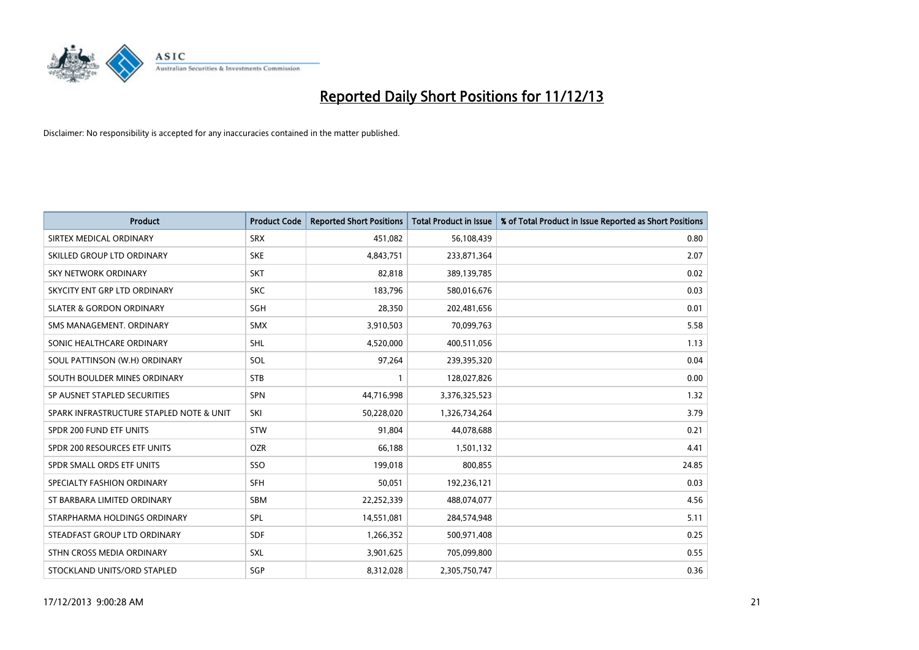# Reported Daily Short Positions for 11/12/13

Disclaimer: No responsibility is accepted for any inaccuracies contained in the matter published.

| Product | Product Code | Reported Short Positions | Total Product in Issue | % of Total Product in Issue Reported as Short Positions |
|---|---|---|---|---|
| SIRTEX MEDICAL ORDINARY | SRX | 451,082 | 56,108,439 | 0.80 |
| SKILLED GROUP LTD ORDINARY | SKE | 4,843,751 | 233,871,364 | 2.07 |
| SKY NETWORK ORDINARY | SKT | 82,818 | 389,139,785 | 0.02 |
| SKYCITY ENT GRP LTD ORDINARY | SKC | 183,796 | 580,016,676 | 0.03 |
| SLATER & GORDON ORDINARY | SGH | 28,350 | 202,481,656 | 0.01 |
| SMS MANAGEMENT. ORDINARY | SMX | 3,910,503 | 70,099,763 | 5.58 |
| SONIC HEALTHCARE ORDINARY | SHL | 4,520,000 | 400,511,056 | 1.13 |
| SOUL PATTINSON (W.H) ORDINARY | SOL | 97,264 | 239,395,320 | 0.04 |
| SOUTH BOULDER MINES ORDINARY | STB | 1 | 128,027,826 | 0.00 |
| SP AUSNET STAPLED SECURITIES | SPN | 44,716,998 | 3,376,325,523 | 1.32 |
| SPARK INFRASTRUCTURE STAPLED NOTE & UNIT | SKI | 50,228,020 | 1,326,734,264 | 3.79 |
| SPDR 200 FUND ETF UNITS | STW | 91,804 | 44,078,688 | 0.21 |
| SPDR 200 RESOURCES ETF UNITS | OZR | 66,188 | 1,501,132 | 4.41 |
| SPDR SMALL ORDS ETF UNITS | SSO | 199,018 | 800,855 | 24.85 |
| SPECIALTY FASHION ORDINARY | SFH | 50,051 | 192,236,121 | 0.03 |
| ST BARBARA LIMITED ORDINARY | SBM | 22,252,339 | 488,074,077 | 4.56 |
| STARPHARMA HOLDINGS ORDINARY | SPL | 14,551,081 | 284,574,948 | 5.11 |
| STEADFAST GROUP LTD ORDINARY | SDF | 1,266,352 | 500,971,408 | 0.25 |
| STHN CROSS MEDIA ORDINARY | SXL | 3,901,625 | 705,099,800 | 0.55 |
| STOCKLAND UNITS/ORD STAPLED | SGP | 8,312,028 | 2,305,750,747 | 0.36 |

17/12/2013 9:00:28 AM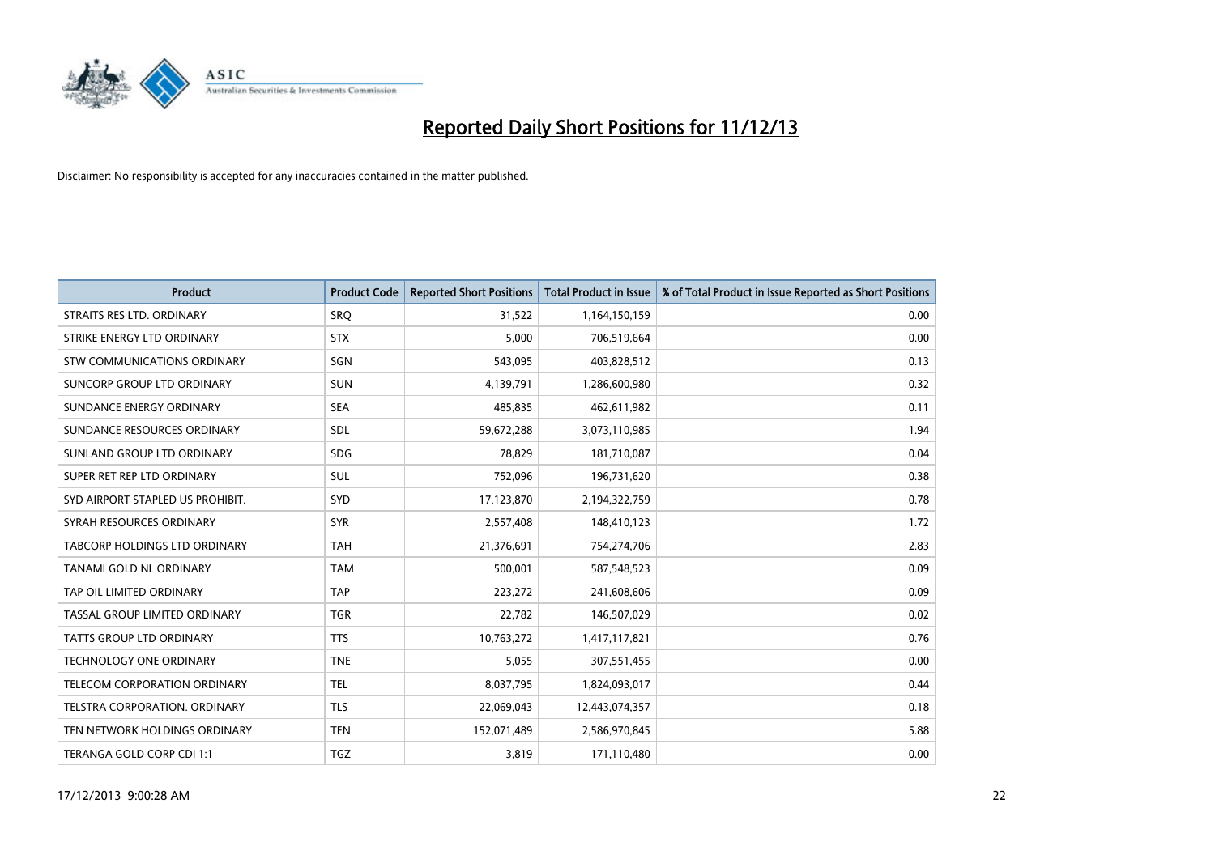# Reported Daily Short Positions for 11/12/13

Disclaimer: No responsibility is accepted for any inaccuracies contained in the matter published.

| Product | Product Code | Reported Short Positions | Total Product in Issue | % of Total Product in Issue Reported as Short Positions |
|---|---|---|---|---|
| STRAITS RES LTD. ORDINARY | SRQ | 31,522 | 1,164,150,159 | 0.00 |
| STRIKE ENERGY LTD ORDINARY | STX | 5,000 | 706,519,664 | 0.00 |
| STW COMMUNICATIONS ORDINARY | SGN | 543,095 | 403,828,512 | 0.13 |
| SUNCORP GROUP LTD ORDINARY | SUN | 4,139,791 | 1,286,600,980 | 0.32 |
| SUNDANCE ENERGY ORDINARY | SEA | 485,835 | 462,611,982 | 0.11 |
| SUNDANCE RESOURCES ORDINARY | SDL | 59,672,288 | 3,073,110,985 | 1.94 |
| SUNLAND GROUP LTD ORDINARY | SDG | 78,829 | 181,710,087 | 0.04 |
| SUPER RET REP LTD ORDINARY | SUL | 752,096 | 196,731,620 | 0.38 |
| SYD AIRPORT STAPLED US PROHIBIT. | SYD | 17,123,870 | 2,194,322,759 | 0.78 |
| SYRAH RESOURCES ORDINARY | SYR | 2,557,408 | 148,410,123 | 1.72 |
| TABCORP HOLDINGS LTD ORDINARY | TAH | 21,376,691 | 754,274,706 | 2.83 |
| TANAMI GOLD NL ORDINARY | TAM | 500,001 | 587,548,523 | 0.09 |
| TAP OIL LIMITED ORDINARY | TAP | 223,272 | 241,608,606 | 0.09 |
| TASSAL GROUP LIMITED ORDINARY | TGR | 22,782 | 146,507,029 | 0.02 |
| TATTS GROUP LTD ORDINARY | TTS | 10,763,272 | 1,417,117,821 | 0.76 |
| TECHNOLOGY ONE ORDINARY | TNE | 5,055 | 307,551,455 | 0.00 |
| TELECOM CORPORATION ORDINARY | TEL | 8,037,795 | 1,824,093,017 | 0.44 |
| TELSTRA CORPORATION. ORDINARY | TLS | 22,069,043 | 12,443,074,357 | 0.18 |
| TEN NETWORK HOLDINGS ORDINARY | TEN | 152,071,489 | 2,586,970,845 | 5.88 |
| TERANGA GOLD CORP CDI 1:1 | TGZ | 3,819 | 171,110,480 | 0.00 |

17/12/2013 9:00:28 AM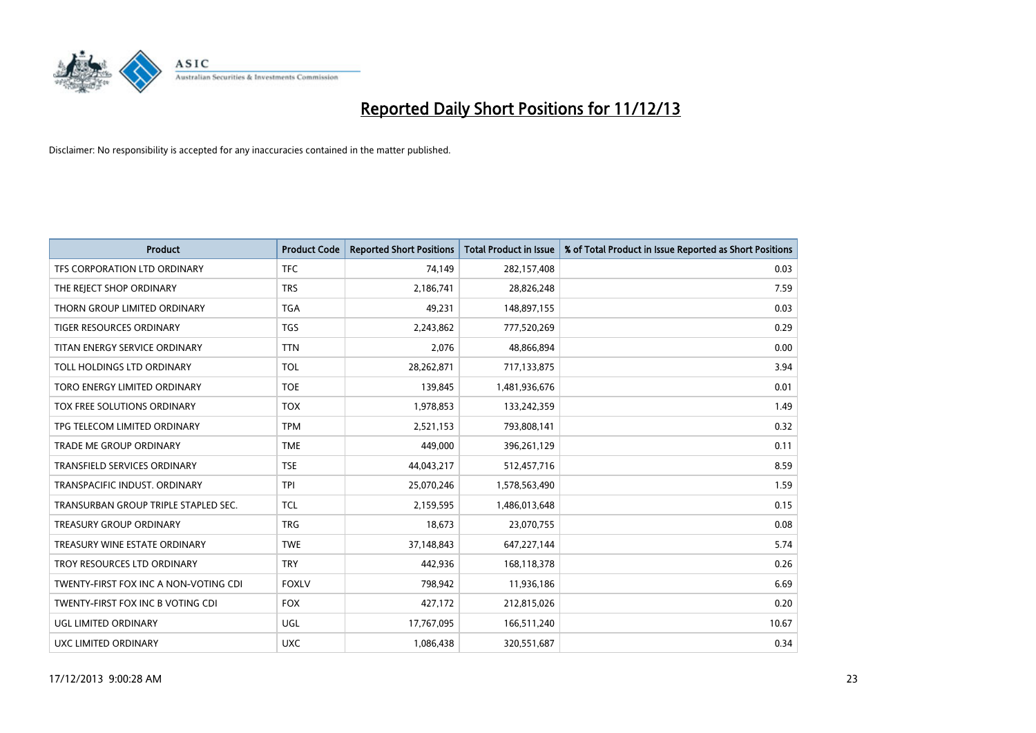# Reported Daily Short Positions for 11/12/13

Disclaimer: No responsibility is accepted for any inaccuracies contained in the matter published.

| Product | Product Code | Reported Short Positions | Total Product in Issue | % of Total Product in Issue Reported as Short Positions |
| --- | --- | --- | --- | --- |
| TFS CORPORATION LTD ORDINARY | TFC | 74,149 | 282,157,408 | 0.03 |
| THE REJECT SHOP ORDINARY | TRS | 2,186,741 | 28,826,248 | 7.59 |
| THORN GROUP LIMITED ORDINARY | TGA | 49,231 | 148,897,155 | 0.03 |
| TIGER RESOURCES ORDINARY | TGS | 2,243,862 | 777,520,269 | 0.29 |
| TITAN ENERGY SERVICE ORDINARY | TTN | 2,076 | 48,866,894 | 0.00 |
| TOLL HOLDINGS LTD ORDINARY | TOL | 28,262,871 | 717,133,875 | 3.94 |
| TORO ENERGY LIMITED ORDINARY | TOE | 139,845 | 1,481,936,676 | 0.01 |
| TOX FREE SOLUTIONS ORDINARY | TOX | 1,978,853 | 133,242,359 | 1.49 |
| TPG TELECOM LIMITED ORDINARY | TPM | 2,521,153 | 793,808,141 | 0.32 |
| TRADE ME GROUP ORDINARY | TME | 449,000 | 396,261,129 | 0.11 |
| TRANSFIELD SERVICES ORDINARY | TSE | 44,043,217 | 512,457,716 | 8.59 |
| TRANSPACIFIC INDUST. ORDINARY | TPI | 25,070,246 | 1,578,563,490 | 1.59 |
| TRANSURBAN GROUP TRIPLE STAPLED SEC. | TCL | 2,159,595 | 1,486,013,648 | 0.15 |
| TREASURY GROUP ORDINARY | TRG | 18,673 | 23,070,755 | 0.08 |
| TREASURY WINE ESTATE ORDINARY | TWE | 37,148,843 | 647,227,144 | 5.74 |
| TROY RESOURCES LTD ORDINARY | TRY | 442,936 | 168,118,378 | 0.26 |
| TWENTY-FIRST FOX INC A NON-VOTING CDI | FOXLV | 798,942 | 11,936,186 | 6.69 |
| TWENTY-FIRST FOX INC B VOTING CDI | FOX | 427,172 | 212,815,026 | 0.20 |
| UGL LIMITED ORDINARY | UGL | 17,767,095 | 166,511,240 | 10.67 |
| UXC LIMITED ORDINARY | UXC | 1,086,438 | 320,551,687 | 0.34 |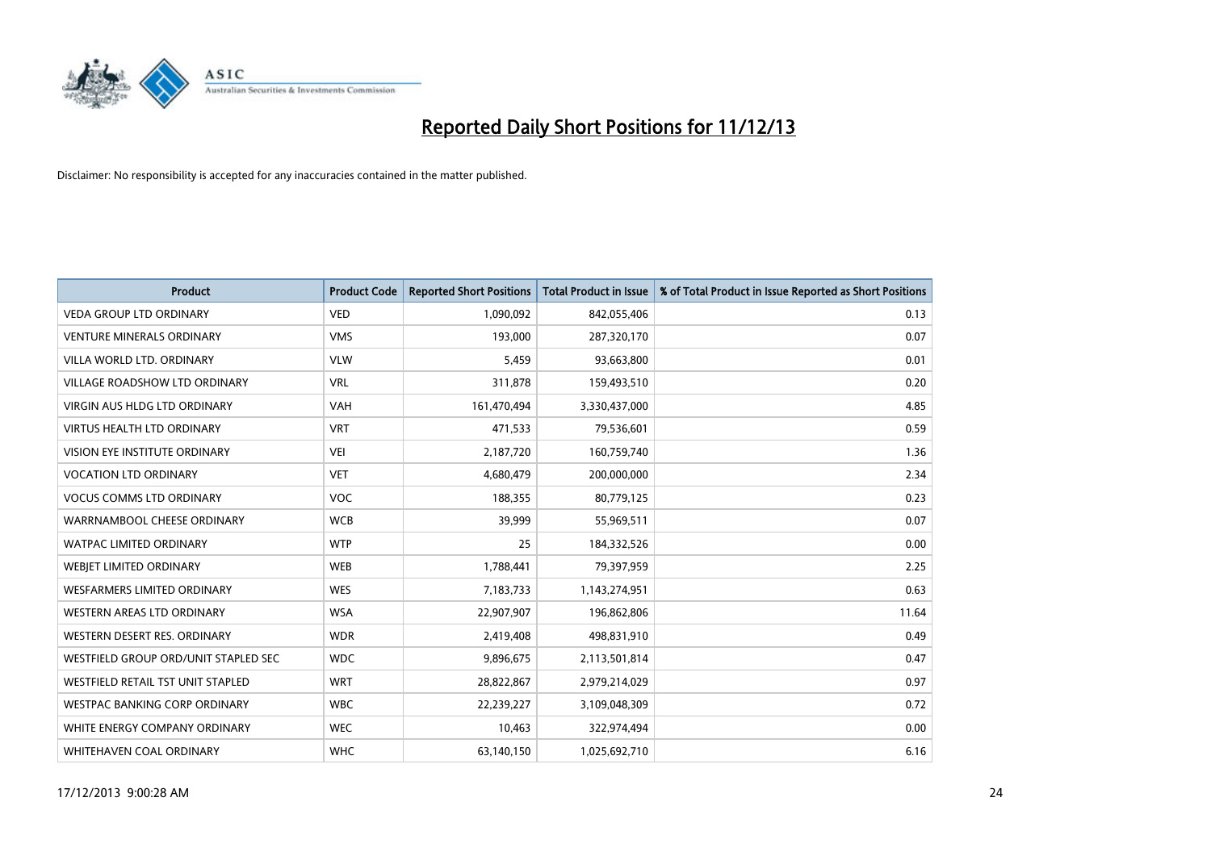# Reported Daily Short Positions for 11/12/13

Disclaimer: No responsibility is accepted for any inaccuracies contained in the matter published.

| Product | Product Code | Reported Short Positions | Total Product in Issue | % of Total Product in Issue Reported as Short Positions |
|---|---|---|---|---|
| VEDA GROUP LTD ORDINARY | VED | 1,090,092 | 842,055,406 | 0.13 |
| VENTURE MINERALS ORDINARY | VMS | 193,000 | 287,320,170 | 0.07 |
| VILLA WORLD LTD. ORDINARY | VLW | 5,459 | 93,663,800 | 0.01 |
| VILLAGE ROADSHOW LTD ORDINARY | VRL | 311,878 | 159,493,510 | 0.20 |
| VIRGIN AUS HLDG LTD ORDINARY | VAH | 161,470,494 | 3,330,437,000 | 4.85 |
| VIRTUS HEALTH LTD ORDINARY | VRT | 471,533 | 79,536,601 | 0.59 |
| VISION EYE INSTITUTE ORDINARY | VEI | 2,187,720 | 160,759,740 | 1.36 |
| VOCATION LTD ORDINARY | VET | 4,680,479 | 200,000,000 | 2.34 |
| VOCUS COMMS LTD ORDINARY | VOC | 188,355 | 80,779,125 | 0.23 |
| WARRNAMBOOL CHEESE ORDINARY | WCB | 39,999 | 55,969,511 | 0.07 |
| WATPAC LIMITED ORDINARY | WTP | 25 | 184,332,526 | 0.00 |
| WEBJET LIMITED ORDINARY | WEB | 1,788,441 | 79,397,959 | 2.25 |
| WESFARMERS LIMITED ORDINARY | WES | 7,183,733 | 1,143,274,951 | 0.63 |
| WESTERN AREAS LTD ORDINARY | WSA | 22,907,907 | 196,862,806 | 11.64 |
| WESTERN DESERT RES. ORDINARY | WDR | 2,419,408 | 498,831,910 | 0.49 |
| WESTFIELD GROUP ORD/UNIT STAPLED SEC | WDC | 9,896,675 | 2,113,501,814 | 0.47 |
| WESTFIELD RETAIL TST UNIT STAPLED | WRT | 28,822,867 | 2,979,214,029 | 0.97 |
| WESTPAC BANKING CORP ORDINARY | WBC | 22,239,227 | 3,109,048,309 | 0.72 |
| WHITE ENERGY COMPANY ORDINARY | WEC | 10,463 | 322,974,494 | 0.00 |
| WHITEHAVEN COAL ORDINARY | WHC | 63,140,150 | 1,025,692,710 | 6.16 |

17/12/2013 9:00:28 AM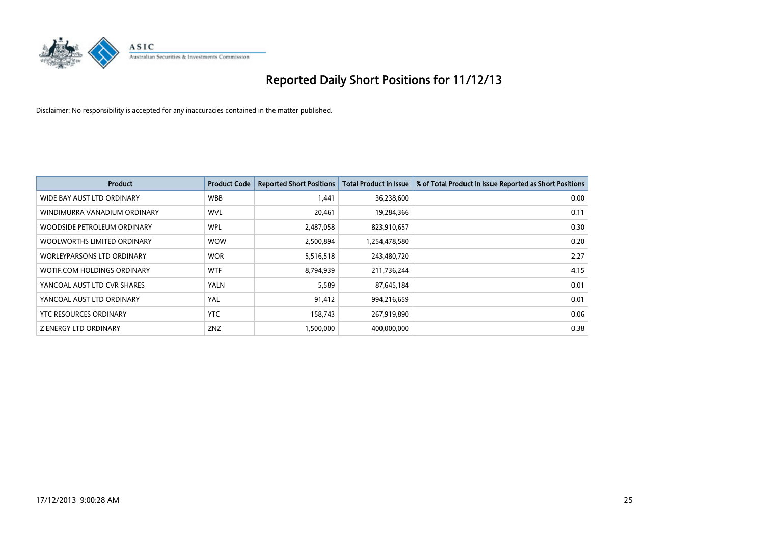# Reported Daily Short Positions for 11/12/13

Disclaimer: No responsibility is accepted for any inaccuracies contained in the matter published.

| Product | Product Code | Reported Short Positions | Total Product in Issue | % of Total Product in Issue Reported as Short Positions |
|---|---|---|---|---|
| WIDE BAY AUST LTD ORDINARY | WBB | 1,441 | 36,238,600 | 0.00 |
| WINDIMURRA VANADIUM ORDINARY | WVL | 20,461 | 19,284,366 | 0.11 |
| WOODSIDE PETROLEUM ORDINARY | WPL | 2,487,058 | 823,910,657 | 0.30 |
| WOOLWORTHS LIMITED ORDINARY | WOW | 2,500,894 | 1,254,478,580 | 0.20 |
| WORLEYPARSONS LTD ORDINARY | WOR | 5,516,518 | 243,480,720 | 2.27 |
| WOTIF.COM HOLDINGS ORDINARY | WTF | 8,794,939 | 211,736,244 | 4.15 |
| YANCOAL AUST LTD CVR SHARES | YALN | 5,589 | 87,645,184 | 0.01 |
| YANCOAL AUST LTD ORDINARY | YAL | 91,412 | 994,216,659 | 0.01 |
| YTC RESOURCES ORDINARY | YTC | 158,743 | 267,919,890 | 0.06 |
| Z ENERGY LTD ORDINARY | ZNZ | 1,500,000 | 400,000,000 | 0.38 |

17/12/2013 9:00:28 AM